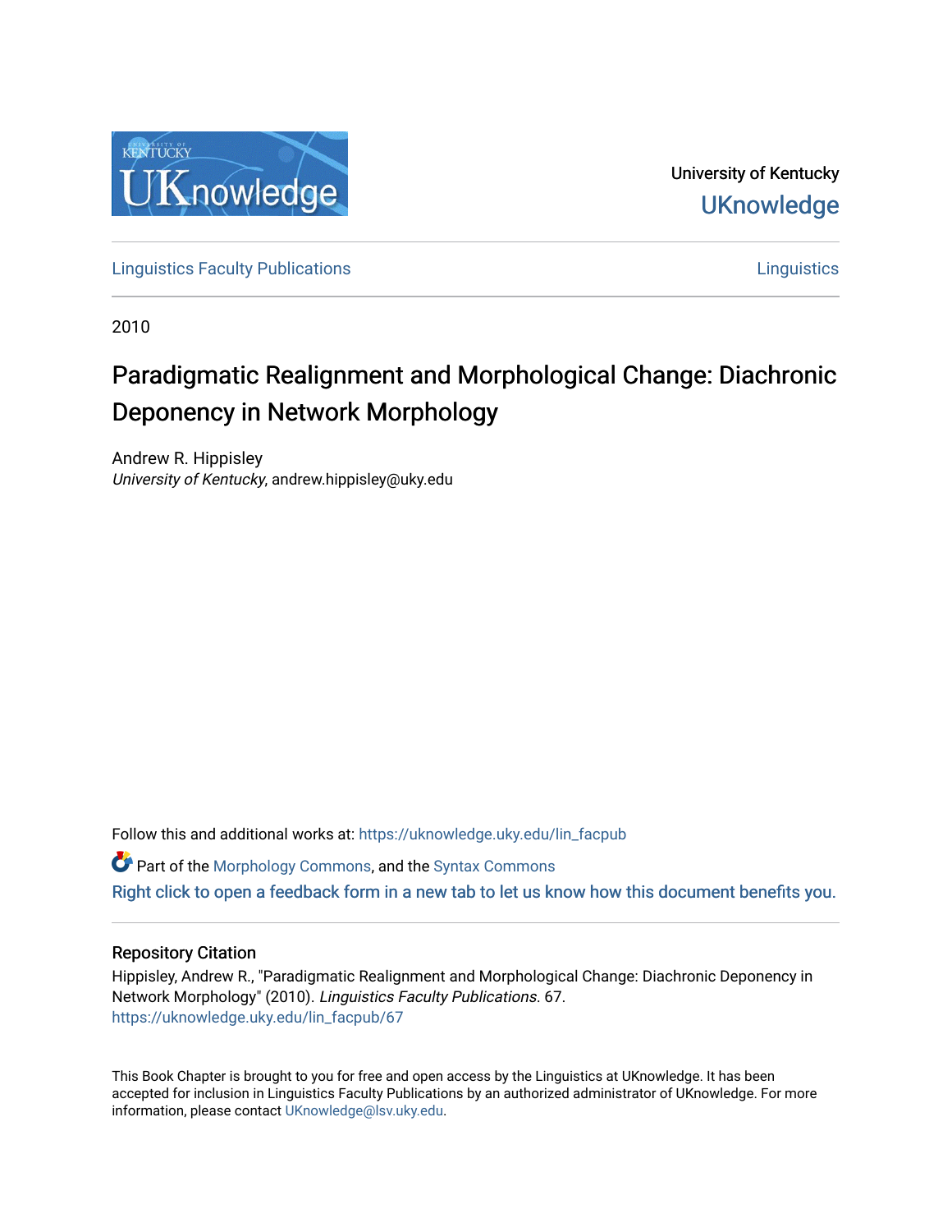University of Kentucky

UKnowledge

Linguistics Faculty Publications

Linguistics

2010

# Paradigmatic Realignment and Morphological Change: Diachronic Deponency in Network Morphology

Andrew R. Hippisley
*University of Kentucky*, andrew.hippisley@uky.edu

Follow this and additional works at: https://uknowledge.uky.edu/lin_facpub

Part of the Morphology Commons, and the Syntax Commons

Right click to open a feedback form in a new tab to let us know how this document benefits you.

## Repository Citation

Hippisley, Andrew R., "Paradigmatic Realignment and Morphological Change: Diachronic Deponency in Network Morphology" (2010). *Linguistics Faculty Publications*. 67.
https://uknowledge.uky.edu/lin_facpub/67

This Book Chapter is brought to you for free and open access by the Linguistics at UKnowledge. It has been accepted for inclusion in Linguistics Faculty Publications by an authorized administrator of UKnowledge. For more information, please contact UKnowledge@lsv.uky.edu.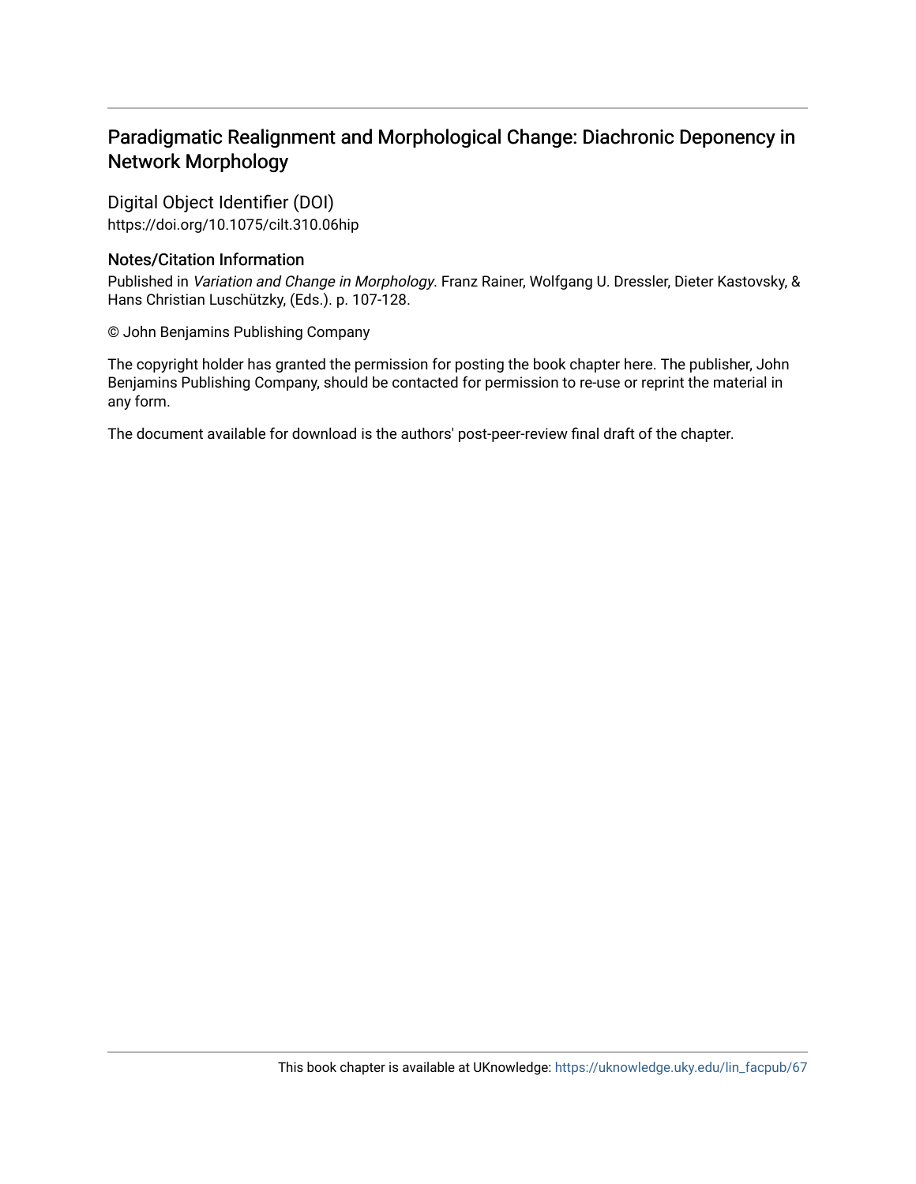# Paradigmatic Realignment and Morphological Change: Diachronic Deponency in Network Morphology

Digital Object Identifier (DOI)
https://doi.org/10.1075/cilt.310.06hip

### Notes/Citation Information

Published in *Variation and Change in Morphology*. Franz Rainer, Wolfgang U. Dressler, Dieter Kastovsky, & Hans Christian Luschützky, (Eds.). p. 107-128.

© John Benjamins Publishing Company

The copyright holder has granted the permission for posting the book chapter here. The publisher, John Benjamins Publishing Company, should be contacted for permission to re-use or reprint the material in any form.

The document available for download is the authors' post-peer-review final draft of the chapter.

This book chapter is available at UKnowledge: https://uknowledge.uky.edu/lin_facpub/67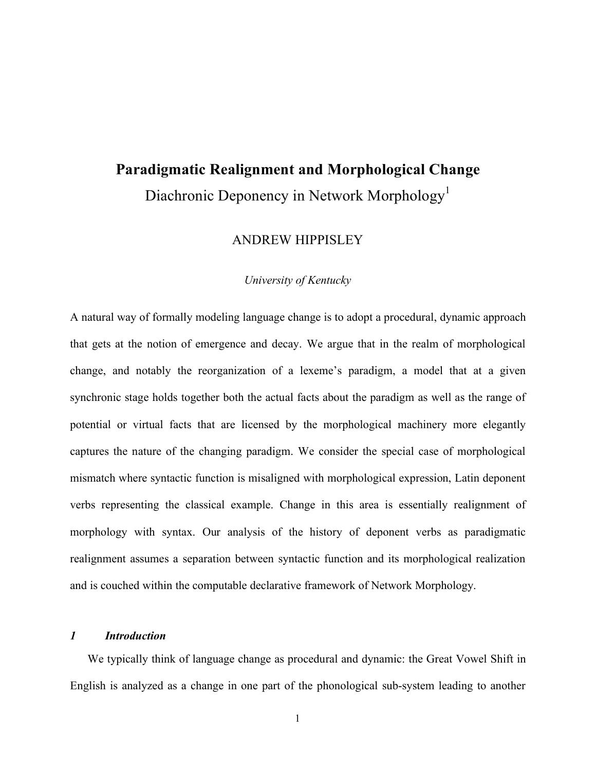# Paradigmatic Realignment and Morphological Change

Diachronic Deponency in Network Morphology[1]

ANDREW HIPPISLEY

*University of Kentucky*

A natural way of formally modeling language change is to adopt a procedural, dynamic approach that gets at the notion of emergence and decay. We argue that in the realm of morphological change, and notably the reorganization of a lexeme's paradigm, a model that at a given synchronic stage holds together both the actual facts about the paradigm as well as the range of potential or virtual facts that are licensed by the morphological machinery more elegantly captures the nature of the changing paradigm. We consider the special case of morphological mismatch where syntactic function is misaligned with morphological expression, Latin deponent verbs representing the classical example. Change in this area is essentially realignment of morphology with syntax. Our analysis of the history of deponent verbs as paradigmatic realignment assumes a separation between syntactic function and its morphological realization and is couched within the computable declarative framework of Network Morphology.

## *1 Introduction*

We typically think of language change as procedural and dynamic: the Great Vowel Shift in English is analyzed as a change in one part of the phonological sub-system leading to another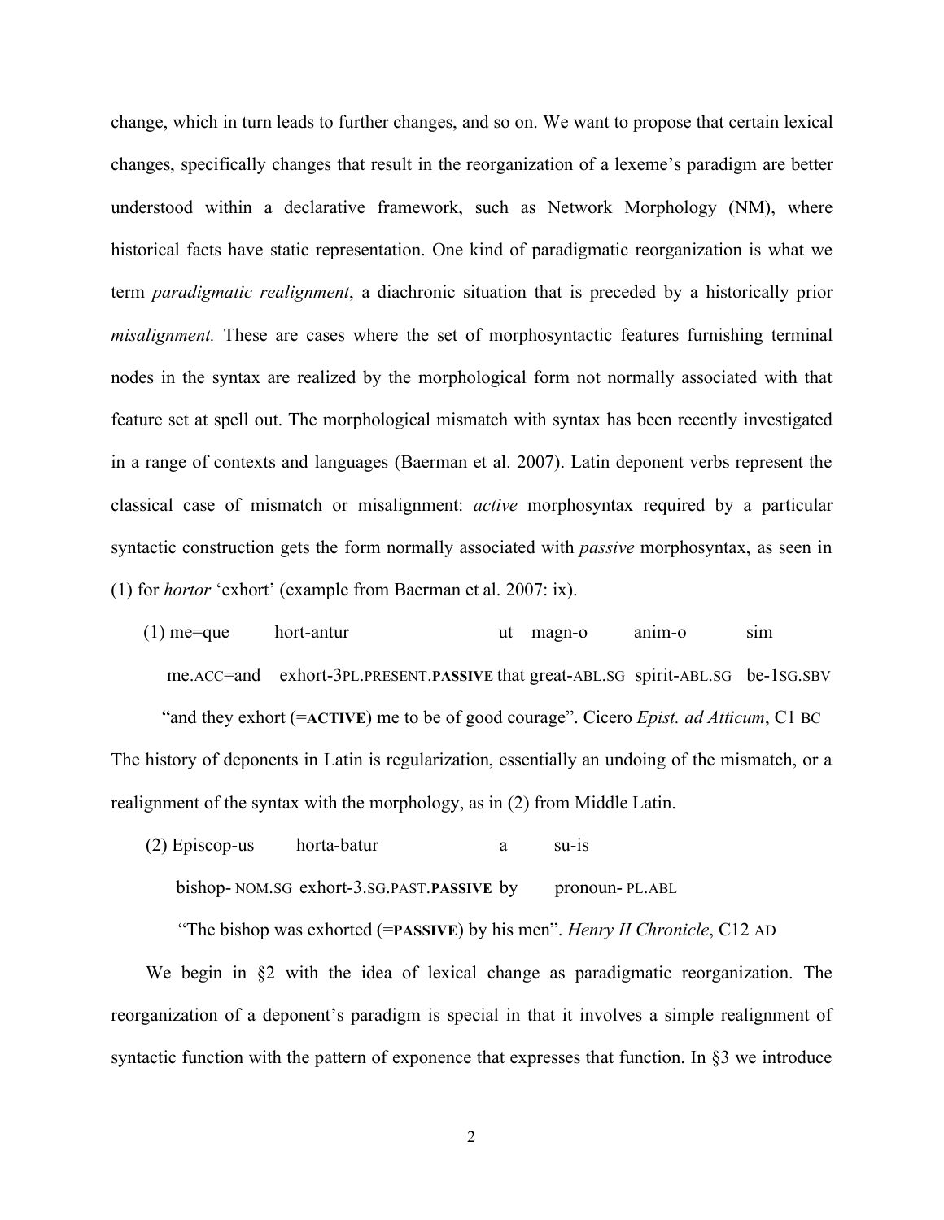change, which in turn leads to further changes, and so on. We want to propose that certain lexical changes, specifically changes that result in the reorganization of a lexeme's paradigm are better understood within a declarative framework, such as Network Morphology (NM), where historical facts have static representation. One kind of paradigmatic reorganization is what we term *paradigmatic realignment*, a diachronic situation that is preceded by a historically prior *misalignment.* These are cases where the set of morphosyntactic features furnishing terminal nodes in the syntax are realized by the morphological form not normally associated with that feature set at spell out. The morphological mismatch with syntax has been recently investigated in a range of contexts and languages (Baerman et al. 2007). Latin deponent verbs represent the classical case of mismatch or misalignment: *active* morphosyntax required by a particular syntactic construction gets the form normally associated with *passive* morphosyntax, as seen in (1) for *hortor* 'exhort' (example from Baerman et al. 2007: ix).

(1) me=que hort-antur ut magn-o anim-o sim

me.ACC=and exhort-3PL.PRESENT.**PASSIVE** that great-ABL.SG spirit-ABL.SG be-1SG.SBV

"and they exhort (=**ACTIVE**) me to be of good courage". Cicero *Epist. ad Atticum*, C1 BC

The history of deponents in Latin is regularization, essentially an undoing of the mismatch, or a realignment of the syntax with the morphology, as in (2) from Middle Latin.

(2) Episcop-us horta-batur a su-is

bishop- NOM.SG exhort-3.SG.PAST.**PASSIVE** by pronoun- PL.ABL

"The bishop was exhorted (=**PASSIVE**) by his men". *Henry II Chronicle*, C12 AD

We begin in §2 with the idea of lexical change as paradigmatic reorganization. The reorganization of a deponent's paradigm is special in that it involves a simple realignment of syntactic function with the pattern of exponence that expresses that function. In §3 we introduce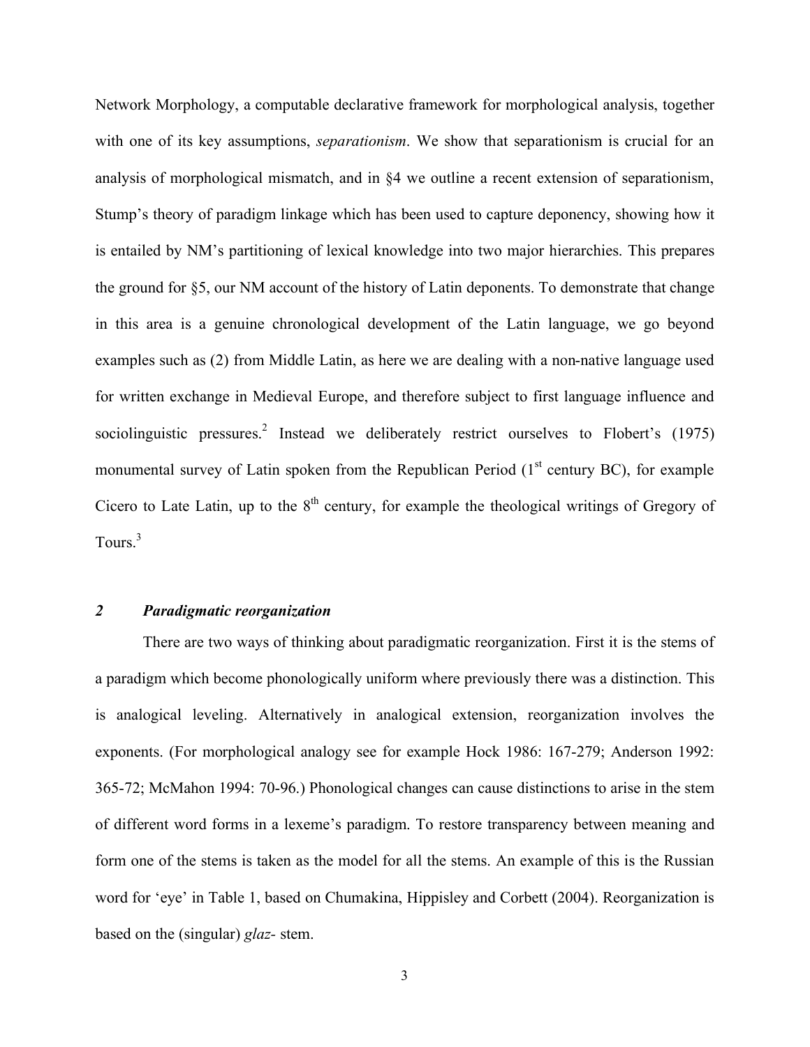Network Morphology, a computable declarative framework for morphological analysis, together with one of its key assumptions, *separationism*. We show that separationism is crucial for an analysis of morphological mismatch, and in §4 we outline a recent extension of separationism, Stump's theory of paradigm linkage which has been used to capture deponency, showing how it is entailed by NM's partitioning of lexical knowledge into two major hierarchies. This prepares the ground for §5, our NM account of the history of Latin deponents. To demonstrate that change in this area is a genuine chronological development of the Latin language, we go beyond examples such as (2) from Middle Latin, as here we are dealing with a non-native language used for written exchange in Medieval Europe, and therefore subject to first language influence and sociolinguistic pressures.[2] Instead we deliberately restrict ourselves to Flobert's (1975) monumental survey of Latin spoken from the Republican Period (1st century BC), for example Cicero to Late Latin, up to the 8th century, for example the theological writings of Gregory of Tours.[3]

## *2 Paradigmatic reorganization*

There are two ways of thinking about paradigmatic reorganization. First it is the stems of a paradigm which become phonologically uniform where previously there was a distinction. This is analogical leveling. Alternatively in analogical extension, reorganization involves the exponents. (For morphological analogy see for example Hock 1986: 167-279; Anderson 1992: 365-72; McMahon 1994: 70-96.) Phonological changes can cause distinctions to arise in the stem of different word forms in a lexeme's paradigm. To restore transparency between meaning and form one of the stems is taken as the model for all the stems. An example of this is the Russian word for 'eye' in Table 1, based on Chumakina, Hippisley and Corbett (2004). Reorganization is based on the (singular) *glaz-* stem.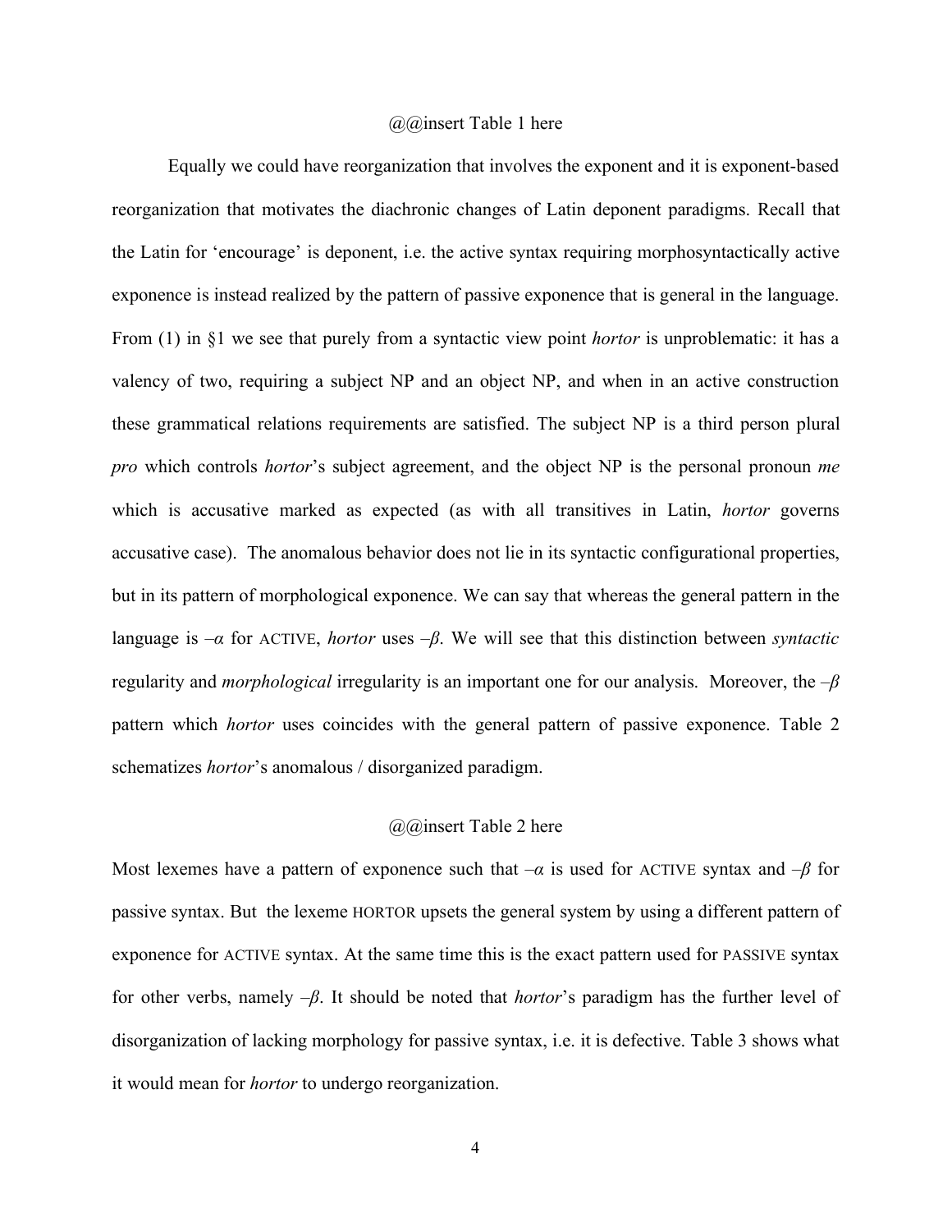@@insert Table 1 here

Equally we could have reorganization that involves the exponent and it is exponent-based reorganization that motivates the diachronic changes of Latin deponent paradigms. Recall that the Latin for 'encourage' is deponent, i.e. the active syntax requiring morphosyntactically active exponence is instead realized by the pattern of passive exponence that is general in the language. From (1) in §1 we see that purely from a syntactic view point *hortor* is unproblematic: it has a valency of two, requiring a subject NP and an object NP, and when in an active construction these grammatical relations requirements are satisfied. The subject NP is a third person plural *pro* which controls *hortor*'s subject agreement, and the object NP is the personal pronoun *me* which is accusative marked as expected (as with all transitives in Latin, *hortor* governs accusative case). The anomalous behavior does not lie in its syntactic configurational properties, but in its pattern of morphological exponence. We can say that whereas the general pattern in the language is $–\alpha$ for ACTIVE, *hortor* uses $–\beta$. We will see that this distinction between *syntactic* regularity and *morphological* irregularity is an important one for our analysis. Moreover, the $–\beta$ pattern which *hortor* uses coincides with the general pattern of passive exponence. Table 2 schematizes *hortor*'s anomalous / disorganized paradigm.

@@insert Table 2 here

Most lexemes have a pattern of exponence such that $–\alpha$ is used for ACTIVE syntax and $–\beta$ for passive syntax. But the lexeme HORTOR upsets the general system by using a different pattern of exponence for ACTIVE syntax. At the same time this is the exact pattern used for PASSIVE syntax for other verbs, namely $–\beta$. It should be noted that *hortor*'s paradigm has the further level of disorganization of lacking morphology for passive syntax, i.e. it is defective. Table 3 shows what it would mean for *hortor* to undergo reorganization.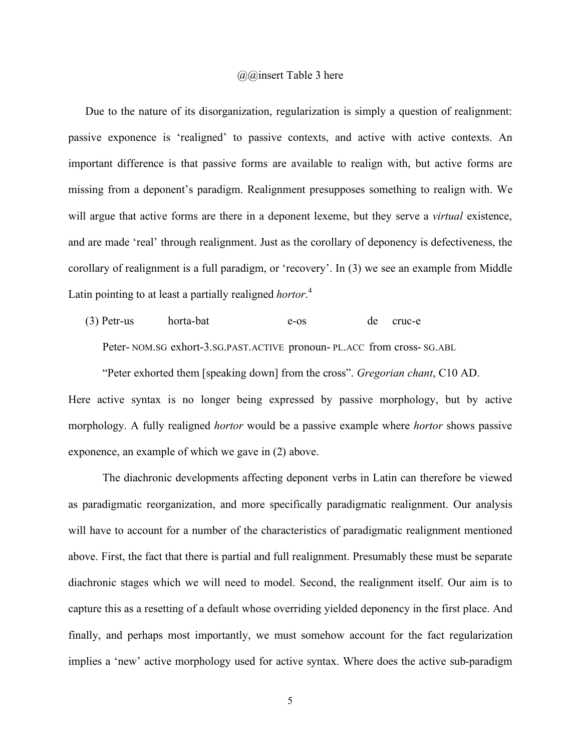@@insert Table 3 here

Due to the nature of its disorganization, regularization is simply a question of realignment: passive exponence is 'realigned' to passive contexts, and active with active contexts. An important difference is that passive forms are available to realign with, but active forms are missing from a deponent's paradigm. Realignment presupposes something to realign with. We will argue that active forms are there in a deponent lexeme, but they serve a *virtual* existence, and are made 'real' through realignment. Just as the corollary of deponency is defectiveness, the corollary of realignment is a full paradigm, or 'recovery'. In (3) we see an example from Middle Latin pointing to at least a partially realigned *hortor*.[4]

(3) Petr-us horta-bat e-os de cruc-e

Peter- NOM.SG exhort-3.SG.PAST.ACTIVE pronoun- PL.ACC from cross- SG.ABL

"Peter exhorted them [speaking down] from the cross". *Gregorian chant*, C10 AD.

Here active syntax is no longer being expressed by passive morphology, but by active morphology. A fully realigned *hortor* would be a passive example where *hortor* shows passive exponence, an example of which we gave in (2) above.

The diachronic developments affecting deponent verbs in Latin can therefore be viewed as paradigmatic reorganization, and more specifically paradigmatic realignment. Our analysis will have to account for a number of the characteristics of paradigmatic realignment mentioned above. First, the fact that there is partial and full realignment. Presumably these must be separate diachronic stages which we will need to model. Second, the realignment itself. Our aim is to capture this as a resetting of a default whose overriding yielded deponency in the first place. And finally, and perhaps most importantly, we must somehow account for the fact regularization implies a 'new' active morphology used for active syntax. Where does the active sub-paradigm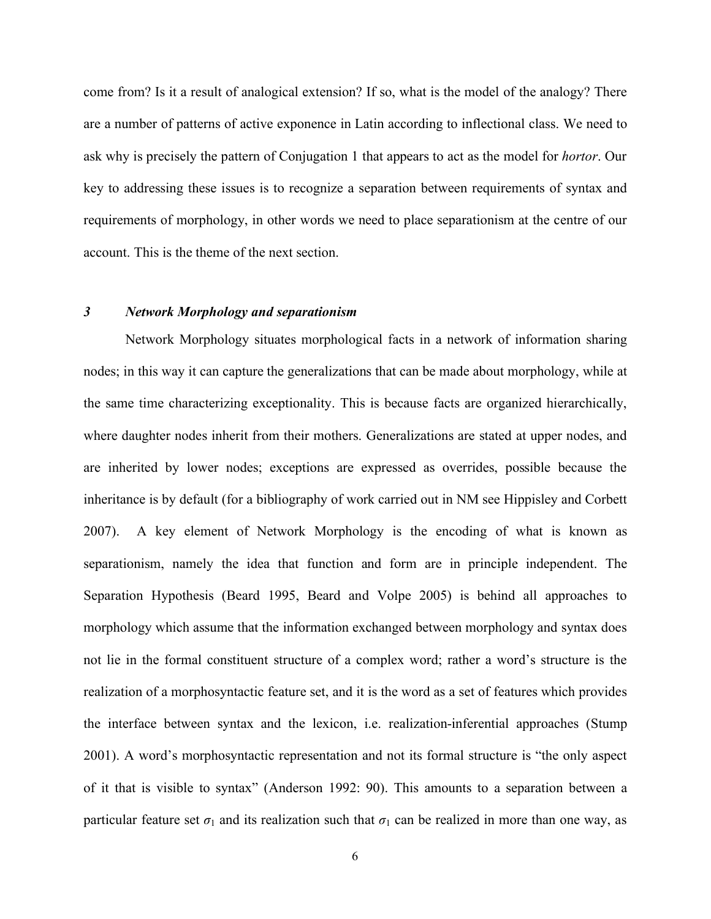come from? Is it a result of analogical extension? If so, what is the model of the analogy? There are a number of patterns of active exponence in Latin according to inflectional class. We need to ask why is precisely the pattern of Conjugation 1 that appears to act as the model for *hortor*. Our key to addressing these issues is to recognize a separation between requirements of syntax and requirements of morphology, in other words we need to place separationism at the centre of our account. This is the theme of the next section.

### *3 Network Morphology and separationism*

Network Morphology situates morphological facts in a network of information sharing nodes; in this way it can capture the generalizations that can be made about morphology, while at the same time characterizing exceptionality. This is because facts are organized hierarchically, where daughter nodes inherit from their mothers. Generalizations are stated at upper nodes, and are inherited by lower nodes; exceptions are expressed as overrides, possible because the inheritance is by default (for a bibliography of work carried out in NM see Hippisley and Corbett 2007). A key element of Network Morphology is the encoding of what is known as separationism, namely the idea that function and form are in principle independent. The Separation Hypothesis (Beard 1995, Beard and Volpe 2005) is behind all approaches to morphology which assume that the information exchanged between morphology and syntax does not lie in the formal constituent structure of a complex word; rather a word's structure is the realization of a morphosyntactic feature set, and it is the word as a set of features which provides the interface between syntax and the lexicon, i.e. realization-inferential approaches (Stump 2001). A word's morphosyntactic representation and not its formal structure is "the only aspect of it that is visible to syntax" (Anderson 1992: 90). This amounts to a separation between a particular feature set $\sigma_1$ and its realization such that $\sigma_1$ can be realized in more than one way, as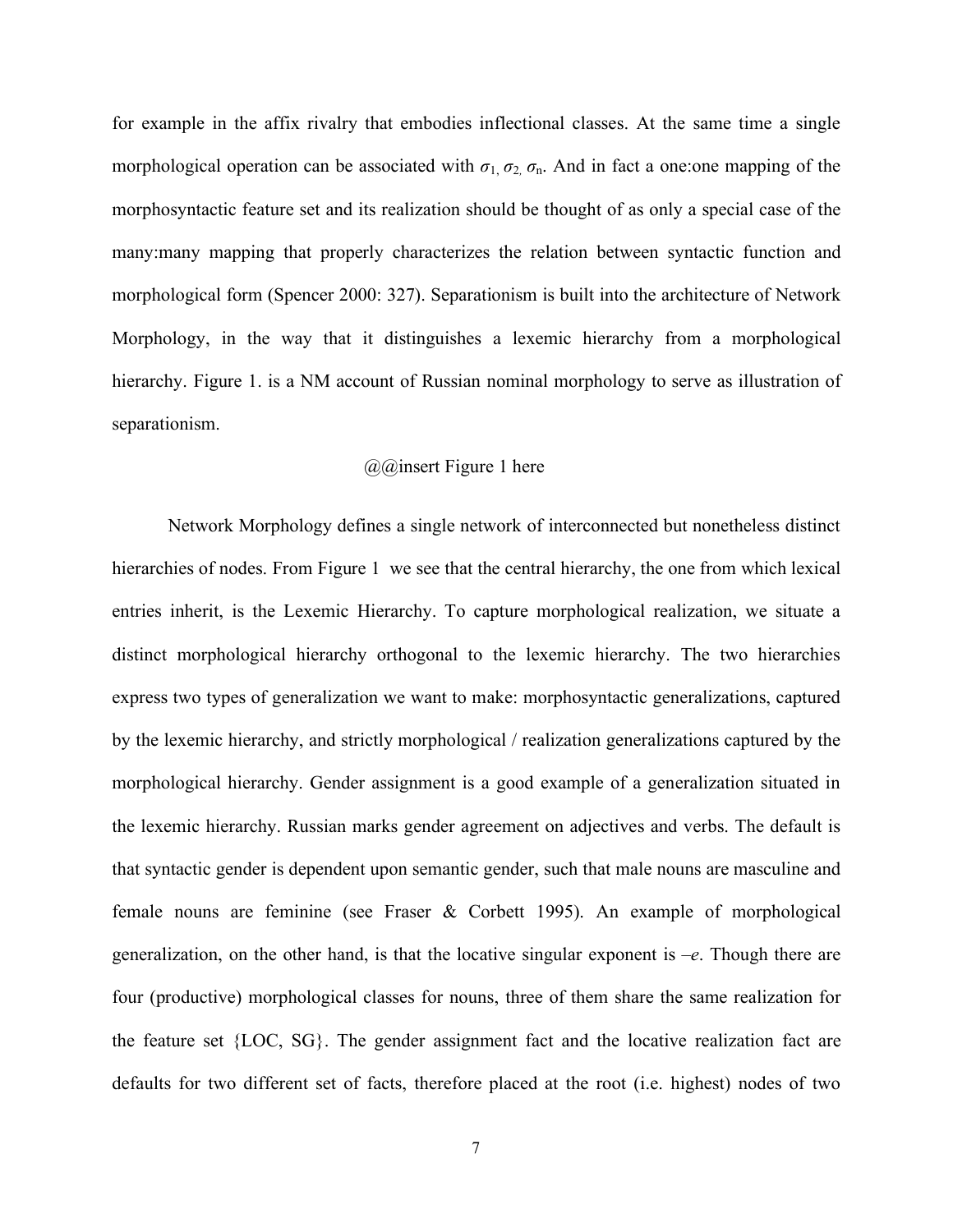for example in the affix rivalry that embodies inflectional classes. At the same time a single morphological operation can be associated with $\sigma_1, \sigma_2, \sigma_n$. And in fact a one:one mapping of the morphosyntactic feature set and its realization should be thought of as only a special case of the many:many mapping that properly characterizes the relation between syntactic function and morphological form (Spencer 2000: 327). Separationism is built into the architecture of Network Morphology, in the way that it distinguishes a lexemic hierarchy from a morphological hierarchy. Figure 1. is a NM account of Russian nominal morphology to serve as illustration of separationism.

@@insert Figure 1 here

Network Morphology defines a single network of interconnected but nonetheless distinct hierarchies of nodes. From Figure 1 we see that the central hierarchy, the one from which lexical entries inherit, is the Lexemic Hierarchy. To capture morphological realization, we situate a distinct morphological hierarchy orthogonal to the lexemic hierarchy. The two hierarchies express two types of generalization we want to make: morphosyntactic generalizations, captured by the lexemic hierarchy, and strictly morphological / realization generalizations captured by the morphological hierarchy. Gender assignment is a good example of a generalization situated in the lexemic hierarchy. Russian marks gender agreement on adjectives and verbs. The default is that syntactic gender is dependent upon semantic gender, such that male nouns are masculine and female nouns are feminine (see Fraser & Corbett 1995). An example of morphological generalization, on the other hand, is that the locative singular exponent is *–e*. Though there are four (productive) morphological classes for nouns, three of them share the same realization for the feature set {LOC, SG}. The gender assignment fact and the locative realization fact are defaults for two different set of facts, therefore placed at the root (i.e. highest) nodes of two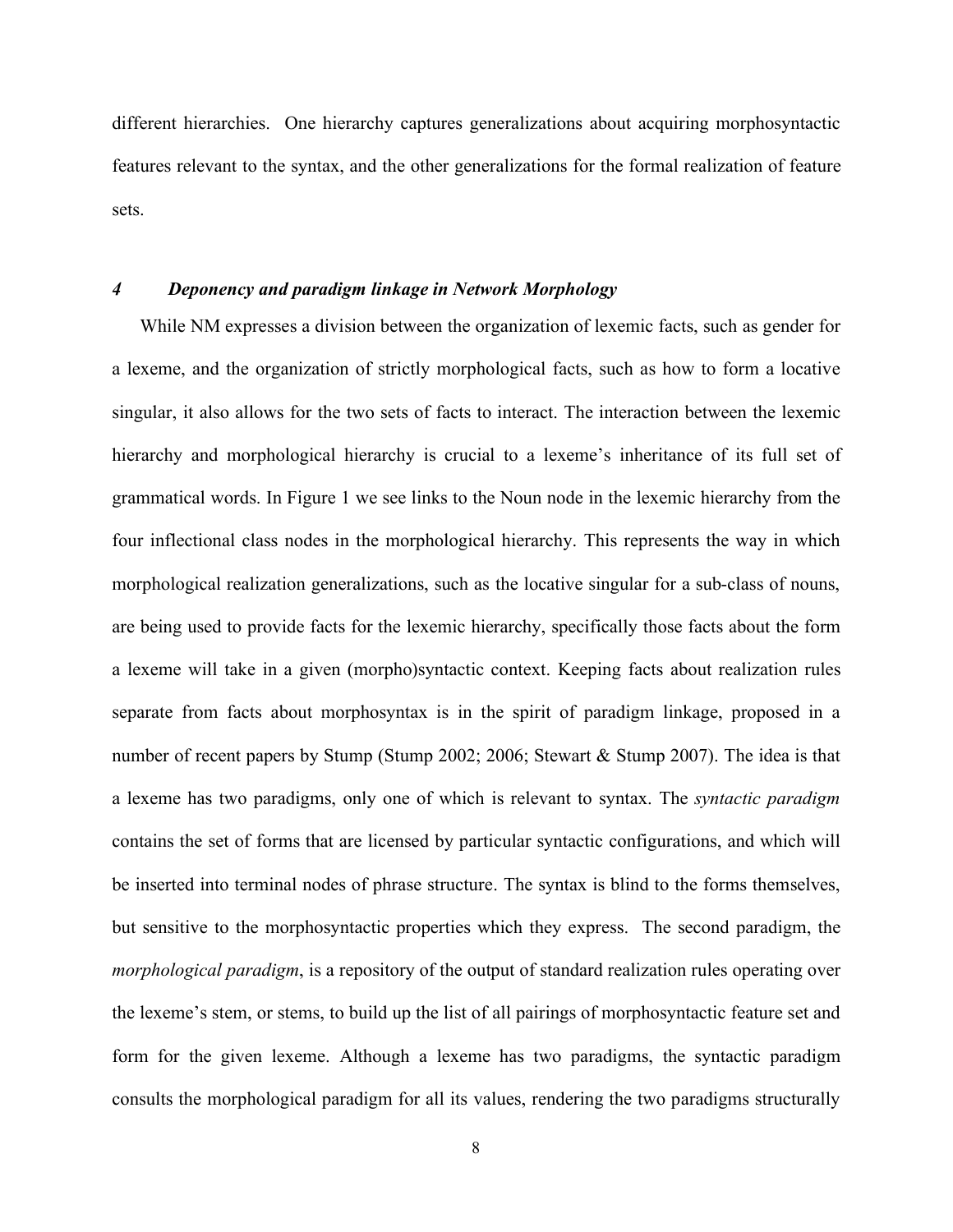different hierarchies. One hierarchy captures generalizations about acquiring morphosyntactic features relevant to the syntax, and the other generalizations for the formal realization of feature sets.

## *4 Deponency and paradigm linkage in Network Morphology*

While NM expresses a division between the organization of lexemic facts, such as gender for a lexeme, and the organization of strictly morphological facts, such as how to form a locative singular, it also allows for the two sets of facts to interact. The interaction between the lexemic hierarchy and morphological hierarchy is crucial to a lexeme's inheritance of its full set of grammatical words. In Figure 1 we see links to the Noun node in the lexemic hierarchy from the four inflectional class nodes in the morphological hierarchy. This represents the way in which morphological realization generalizations, such as the locative singular for a sub-class of nouns, are being used to provide facts for the lexemic hierarchy, specifically those facts about the form a lexeme will take in a given (morpho)syntactic context. Keeping facts about realization rules separate from facts about morphosyntax is in the spirit of paradigm linkage, proposed in a number of recent papers by Stump (Stump 2002; 2006; Stewart & Stump 2007). The idea is that a lexeme has two paradigms, only one of which is relevant to syntax. The *syntactic paradigm* contains the set of forms that are licensed by particular syntactic configurations, and which will be inserted into terminal nodes of phrase structure. The syntax is blind to the forms themselves, but sensitive to the morphosyntactic properties which they express. The second paradigm, the *morphological paradigm*, is a repository of the output of standard realization rules operating over the lexeme's stem, or stems, to build up the list of all pairings of morphosyntactic feature set and form for the given lexeme. Although a lexeme has two paradigms, the syntactic paradigm consults the morphological paradigm for all its values, rendering the two paradigms structurally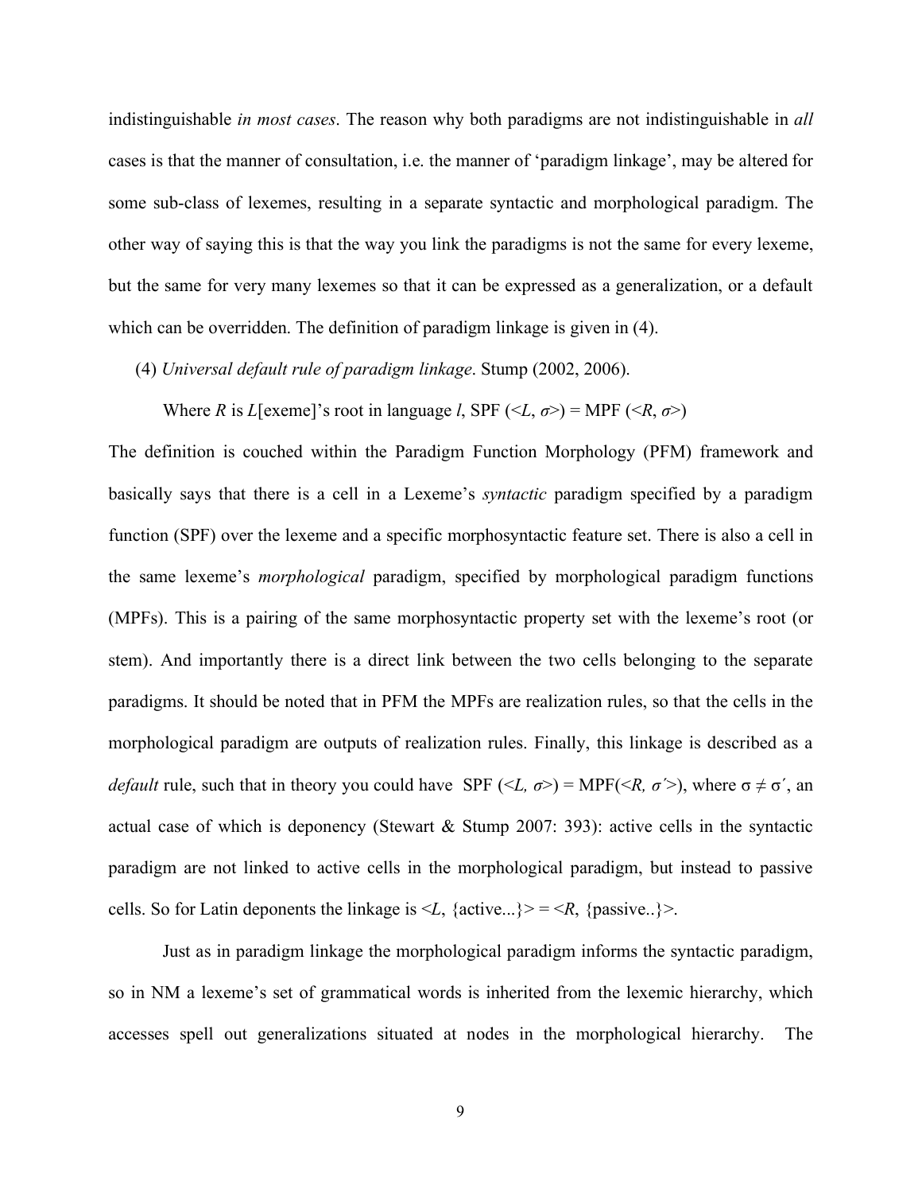indistinguishable *in most cases*. The reason why both paradigms are not indistinguishable in *all* cases is that the manner of consultation, i.e. the manner of 'paradigm linkage', may be altered for some sub-class of lexemes, resulting in a separate syntactic and morphological paradigm. The other way of saying this is that the way you link the paradigms is not the same for every lexeme, but the same for very many lexemes so that it can be expressed as a generalization, or a default which can be overridden. The definition of paradigm linkage is given in (4).

(4) *Universal default rule of paradigm linkage*. Stump (2002, 2006).

Where *R* is *L*[exeme]'s root in language *l*, SPF (<*L*, *σ*>) = MPF (<*R*, *σ*>)

The definition is couched within the Paradigm Function Morphology (PFM) framework and basically says that there is a cell in a Lexeme's *syntactic* paradigm specified by a paradigm function (SPF) over the lexeme and a specific morphosyntactic feature set. There is also a cell in the same lexeme's *morphological* paradigm, specified by morphological paradigm functions (MPFs). This is a pairing of the same morphosyntactic property set with the lexeme's root (or stem). And importantly there is a direct link between the two cells belonging to the separate paradigms. It should be noted that in PFM the MPFs are realization rules, so that the cells in the morphological paradigm are outputs of realization rules. Finally, this linkage is described as a *default* rule, such that in theory you could have SPF (<*L, σ*>) = MPF(<*R, σ´*>), where σ ≠ σ´, an actual case of which is deponency (Stewart & Stump 2007: 393): active cells in the syntactic paradigm are not linked to active cells in the morphological paradigm, but instead to passive cells. So for Latin deponents the linkage is <*L*, {active...}> = <*R*, {passive..}>.

Just as in paradigm linkage the morphological paradigm informs the syntactic paradigm, so in NM a lexeme's set of grammatical words is inherited from the lexemic hierarchy, which accesses spell out generalizations situated at nodes in the morphological hierarchy. The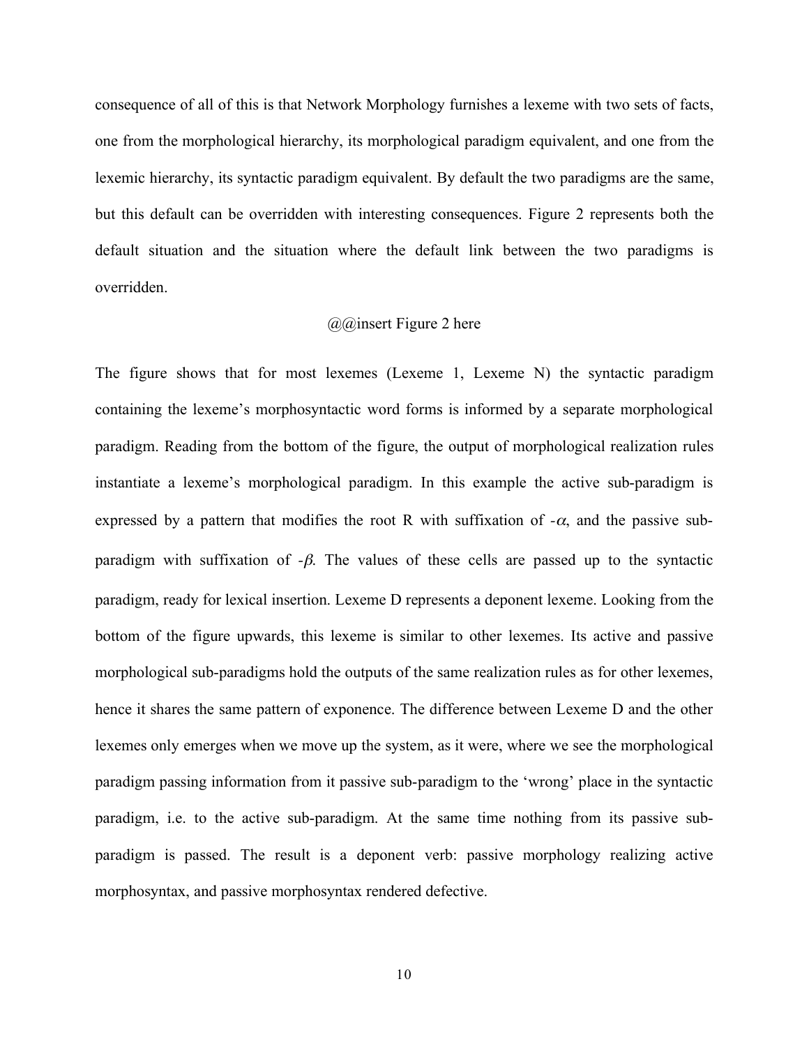consequence of all of this is that Network Morphology furnishes a lexeme with two sets of facts, one from the morphological hierarchy, its morphological paradigm equivalent, and one from the lexemic hierarchy, its syntactic paradigm equivalent. By default the two paradigms are the same, but this default can be overridden with interesting consequences. Figure 2 represents both the default situation and the situation where the default link between the two paradigms is overridden.

@@insert Figure 2 here

The figure shows that for most lexemes (Lexeme 1, Lexeme N) the syntactic paradigm containing the lexeme's morphosyntactic word forms is informed by a separate morphological paradigm. Reading from the bottom of the figure, the output of morphological realization rules instantiate a lexeme's morphological paradigm. In this example the active sub-paradigm is expressed by a pattern that modifies the root R with suffixation of -$\alpha$, and the passive sub-paradigm with suffixation of -$\beta$. The values of these cells are passed up to the syntactic paradigm, ready for lexical insertion. Lexeme D represents a deponent lexeme. Looking from the bottom of the figure upwards, this lexeme is similar to other lexemes. Its active and passive morphological sub-paradigms hold the outputs of the same realization rules as for other lexemes, hence it shares the same pattern of exponence. The difference between Lexeme D and the other lexemes only emerges when we move up the system, as it were, where we see the morphological paradigm passing information from it passive sub-paradigm to the 'wrong' place in the syntactic paradigm, i.e. to the active sub-paradigm. At the same time nothing from its passive sub-paradigm is passed. The result is a deponent verb: passive morphology realizing active morphosyntax, and passive morphosyntax rendered defective.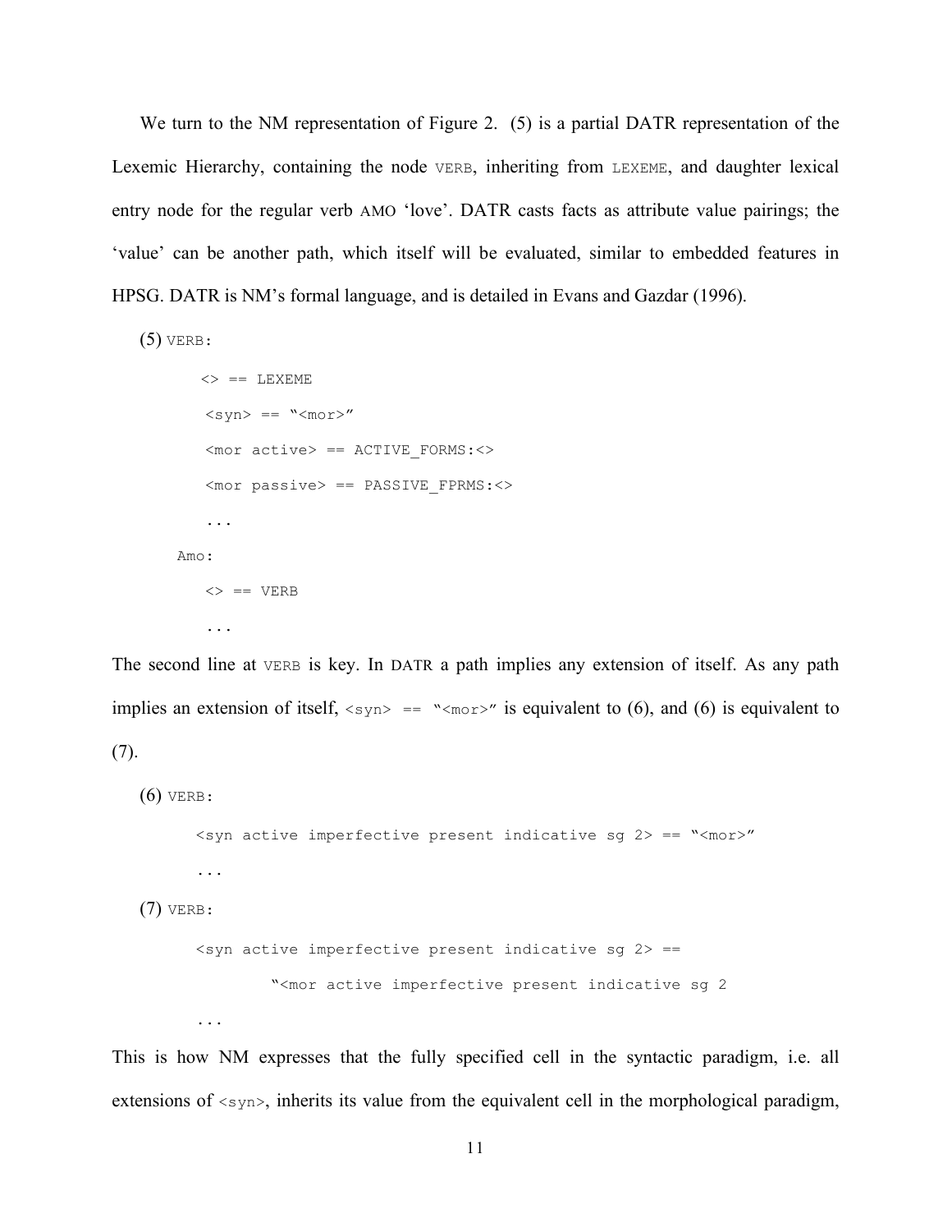We turn to the NM representation of Figure 2. (5) is a partial DATR representation of the Lexemic Hierarchy, containing the node VERB, inheriting from LEXEME, and daughter lexical entry node for the regular verb AMO 'love'. DATR casts facts as attribute value pairings; the 'value' can be another path, which itself will be evaluated, similar to embedded features in HPSG. DATR is NM's formal language, and is detailed in Evans and Gazdar (1996).

(5)
```
VERB:
    <> == LEXEME
    <syn> == "<mor>"
    <mor active> == ACTIVE_FORMS:<>
    <mor passive> == PASSIVE_FPRMS:<>
    ...
Amo:
    <> == VERB
    ...
```

The second line at VERB is key. In DATR a path implies any extension of itself. As any path implies an extension of itself, `<syn> == "<mor>"` is equivalent to (6), and (6) is equivalent to (7).

(6)
```
VERB:
    <syn active imperfective present indicative sg 2> == "<mor>"
    ...
```

(7)
```
VERB:
    <syn active imperfective present indicative sg 2> ==
            "<mor active imperfective present indicative sg 2
    ...
```

This is how NM expresses that the fully specified cell in the syntactic paradigm, i.e. all extensions of `<syn>`, inherits its value from the equivalent cell in the morphological paradigm,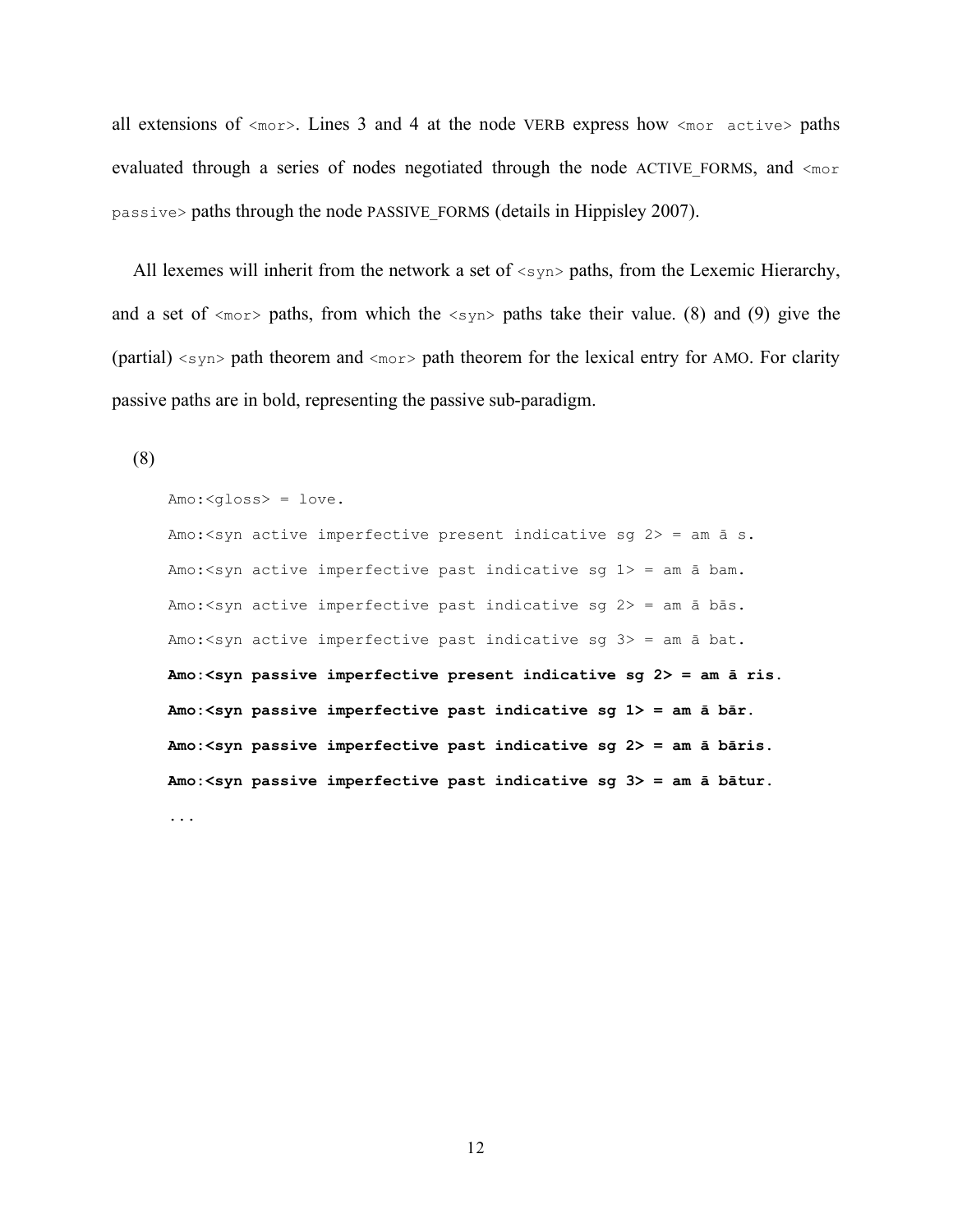all extensions of `<mor>`. Lines 3 and 4 at the node VERB express how `<mor active>` paths evaluated through a series of nodes negotiated through the node ACTIVE_FORMS, and `<mor passive>` paths through the node PASSIVE_FORMS (details in Hippisley 2007).

All lexemes will inherit from the network a set of `<syn>` paths, from the Lexemic Hierarchy, and a set of `<mor>` paths, from which the `<syn>` paths take their value. (8) and (9) give the (partial) `<syn>` path theorem and `<mor>` path theorem for the lexical entry for AMO. For clarity passive paths are in bold, representing the passive sub-paradigm.

(8)

```
Amo:<gloss> = love.
Amo:<syn active imperfective present indicative sg 2> = am ā s.
Amo:<syn active imperfective past indicative sg 1> = am ā bam.
Amo:<syn active imperfective past indicative sg 2> = am ā bās.
Amo:<syn active imperfective past indicative sg 3> = am ā bat.
Amo:<syn passive imperfective present indicative sg 2> = am ā ris.
Amo:<syn passive imperfective past indicative sg 1> = am ā bār.
Amo:<syn passive imperfective past indicative sg 2> = am ā bāris.
Amo:<syn passive imperfective past indicative sg 3> = am ā bātur.
...
```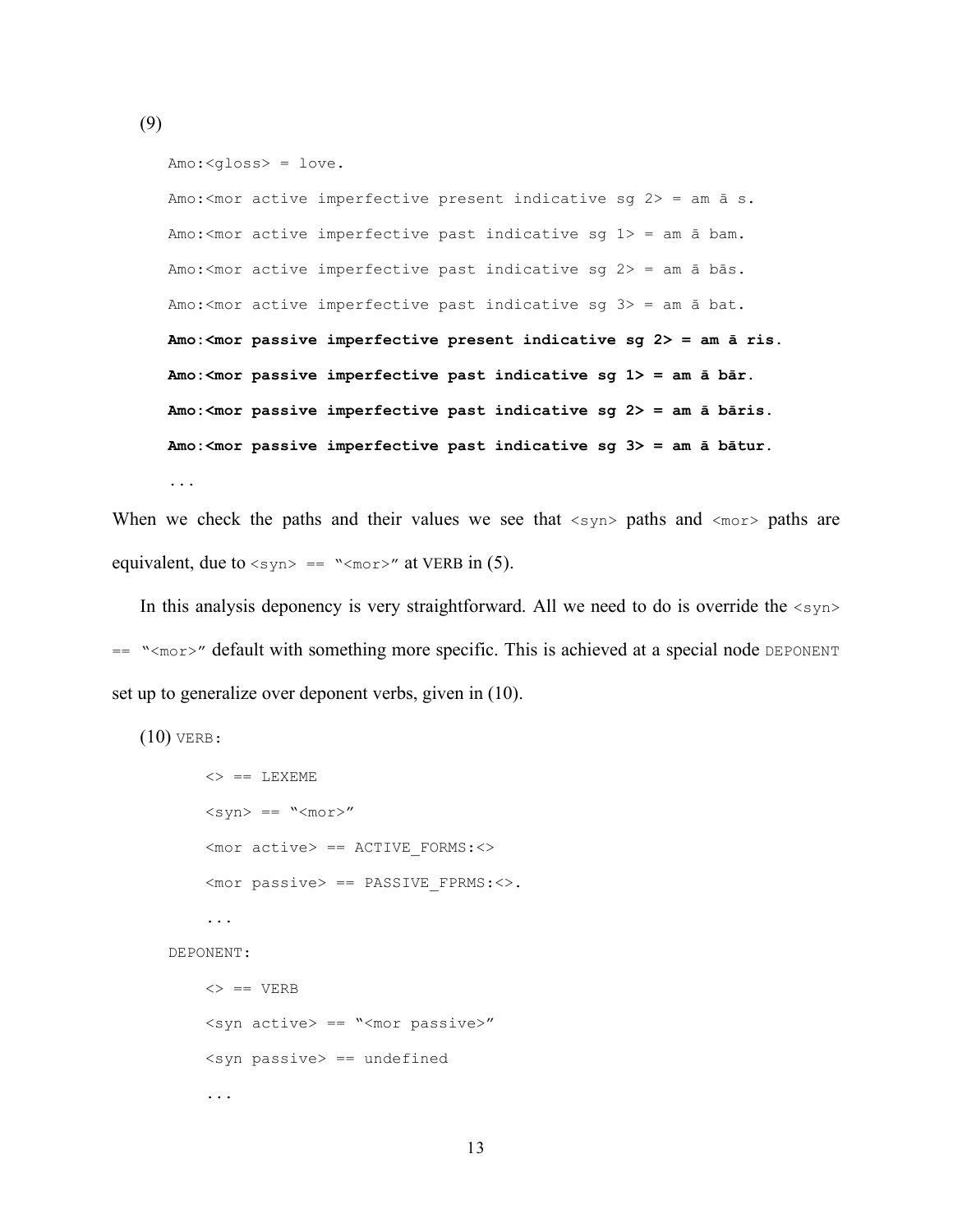(9)

```
Amo:<gloss> = love.
Amo:<mor active imperfective present indicative sg 2> = am ā s.
Amo:<mor active imperfective past indicative sg 1> = am ā bam.
Amo:<mor active imperfective past indicative sg 2> = am ā bās.
Amo:<mor active imperfective past indicative sg 3> = am ā bat.
Amo:<mor passive imperfective present indicative sg 2> = am ā ris.
Amo:<mor passive imperfective past indicative sg 1> = am ā bār.
Amo:<mor passive imperfective past indicative sg 2> = am ā bāris.
Amo:<mor passive imperfective past indicative sg 3> = am ā bātur.
...
```

When we check the paths and their values we see that `<syn>` paths and `<mor>` paths are equivalent, due to `<syn> == "<mor>"` at VERB in (5).

In this analysis deponency is very straightforward. All we need to do is override the `<syn> == "<mor>"` default with something more specific. This is achieved at a special node `DEPONENT` set up to generalize over deponent verbs, given in (10).

(10)

```
VERB:
    <> == LEXEME
    <syn> == "<mor>"
    <mor active> == ACTIVE_FORMS:<>
    <mor passive> == PASSIVE_FPRMS:<>.
    ...
DEPONENT:
    <> == VERB
    <syn active> == "<mor passive>"
    <syn passive> == undefined
    ...
```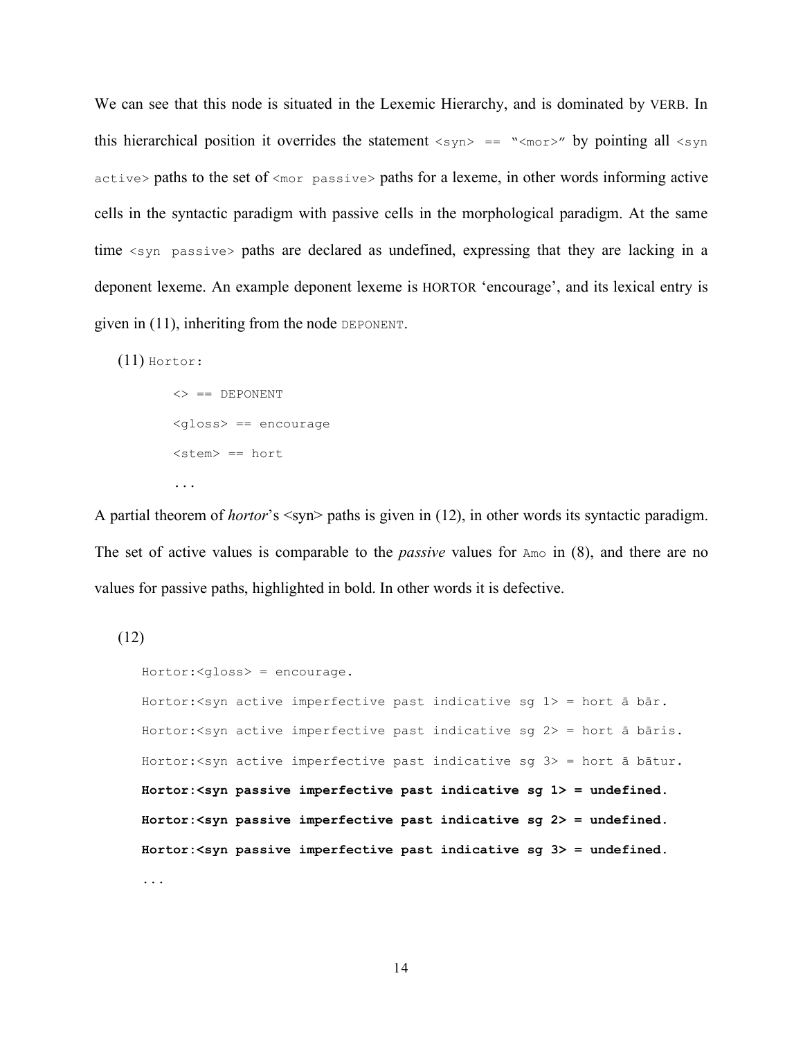We can see that this node is situated in the Lexemic Hierarchy, and is dominated by VERB. In this hierarchical position it overrides the statement `<syn> == "<mor>"` by pointing all `<syn active>` paths to the set of `<mor passive>` paths for a lexeme, in other words informing active cells in the syntactic paradigm with passive cells in the morphological paradigm. At the same time `<syn passive>` paths are declared as undefined, expressing that they are lacking in a deponent lexeme. An example deponent lexeme is HORTOR 'encourage', and its lexical entry is given in (11), inheriting from the node `DEPONENT`.

(11) `Hortor:`

```
<> == DEPONENT
<gloss> == encourage
<stem> == hort
...
```

A partial theorem of *hortor*'s <syn> paths is given in (12), in other words its syntactic paradigm. The set of active values is comparable to the *passive* values for `Amo` in (8), and there are no values for passive paths, highlighted in bold. In other words it is defective.

(12)

```
Hortor:<gloss> = encourage.
Hortor:<syn active imperfective past indicative sg 1> = hort ā bār.
Hortor:<syn active imperfective past indicative sg 2> = hort ā bāris.
Hortor:<syn active imperfective past indicative sg 3> = hort ā bātur.
Hortor:<syn passive imperfective past indicative sg 1> = undefined.
Hortor:<syn passive imperfective past indicative sg 2> = undefined.
Hortor:<syn passive imperfective past indicative sg 3> = undefined.
...
```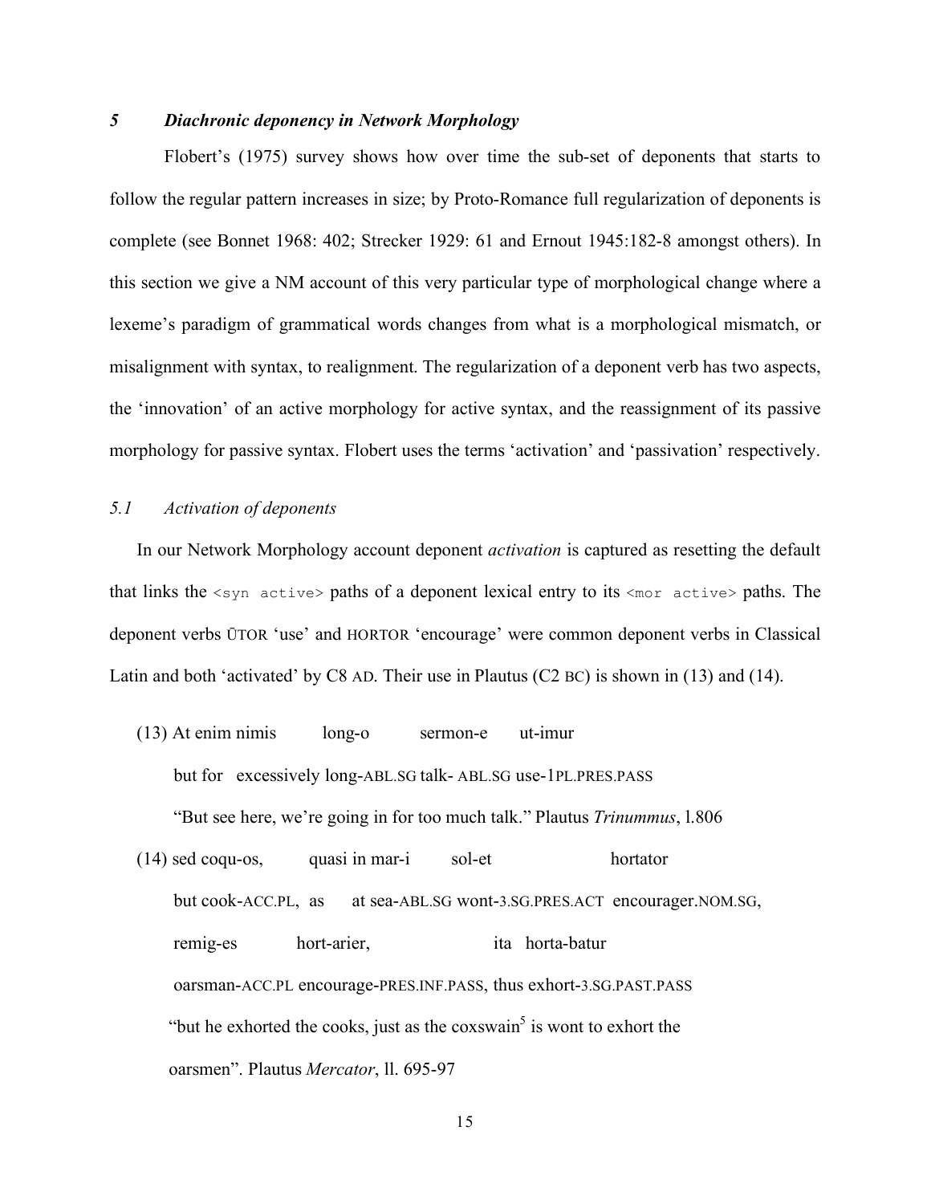## *5 Diachronic deponency in Network Morphology*

Flobert's (1975) survey shows how over time the sub-set of deponents that starts to follow the regular pattern increases in size; by Proto-Romance full regularization of deponents is complete (see Bonnet 1968: 402; Strecker 1929: 61 and Ernout 1945:182-8 amongst others). In this section we give a NM account of this very particular type of morphological change where a lexeme's paradigm of grammatical words changes from what is a morphological mismatch, or misalignment with syntax, to realignment. The regularization of a deponent verb has two aspects, the 'innovation' of an active morphology for active syntax, and the reassignment of its passive morphology for passive syntax. Flobert uses the terms 'activation' and 'passivation' respectively.

### *5.1 Activation of deponents*

In our Network Morphology account deponent *activation* is captured as resetting the default that links the `<syn active>` paths of a deponent lexical entry to its `<mor active>` paths. The deponent verbs ŪTOR 'use' and HORTOR 'encourage' were common deponent verbs in Classical Latin and both 'activated' by C8 AD. Their use in Plautus (C2 BC) is shown in (13) and (14).

(13) At enim nimis long-o sermon-e ut-imur

but for excessively long-ABL.SG talk- ABL.SG use-1PL.PRES.PASS

"But see here, we're going in for too much talk." Plautus *Trinummus*, l.806

(14) sed coqu-os, quasi in mar-i sol-et hortator

but cook-ACC.PL, as at sea-ABL.SG wont-3.SG.PRES.ACT encourager.NOM.SG,

remig-es hort-arier, ita horta-batur

oarsman-ACC.PL encourage-PRES.INF.PASS, thus exhort-3.SG.PAST.PASS

"but he exhorted the cooks, just as the coxswain[5] is wont to exhort the oarsmen". Plautus *Mercator*, ll. 695-97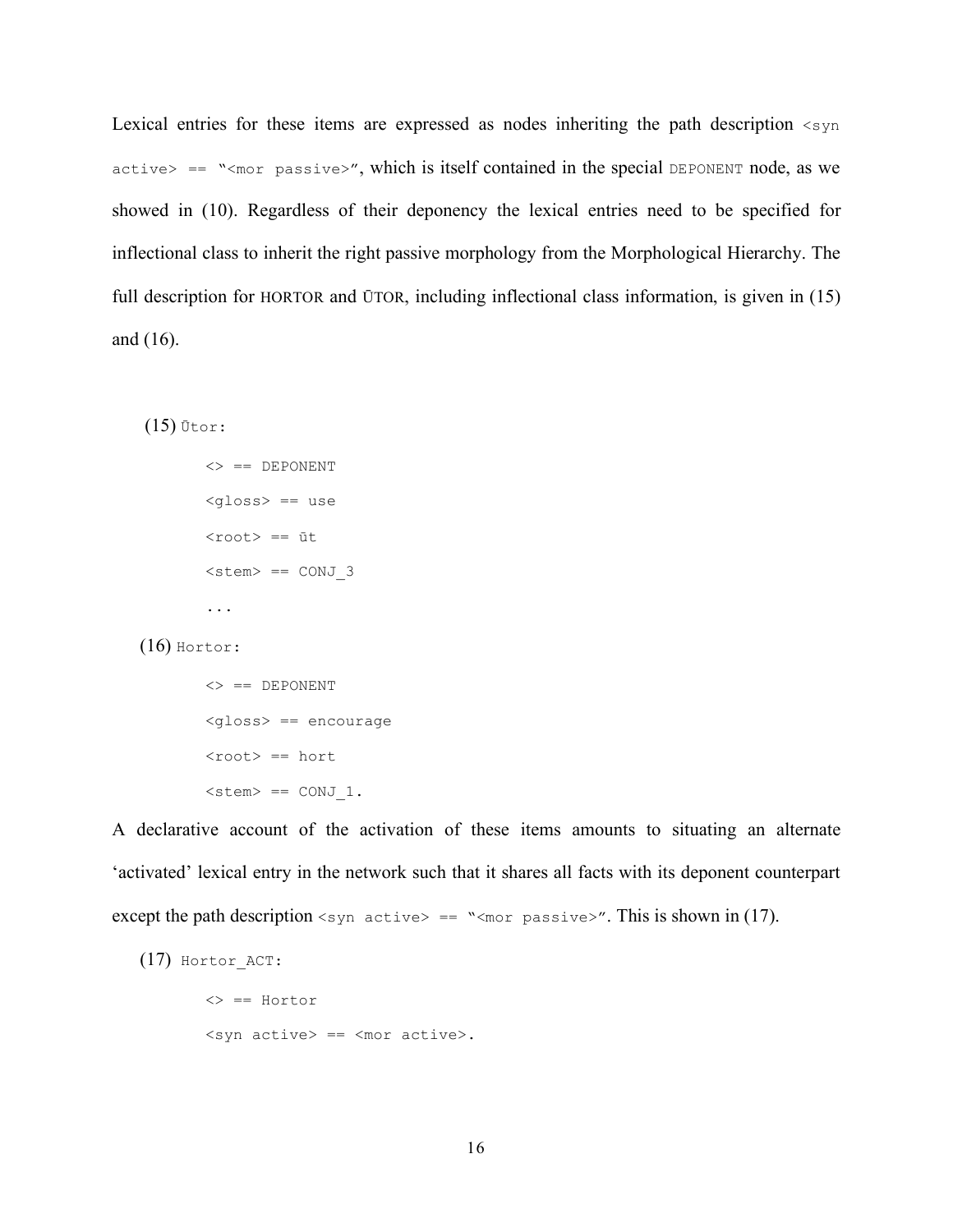Lexical entries for these items are expressed as nodes inheriting the path description `<syn active> == "<mor passive>"`, which is itself contained in the special DEPONENT node, as we showed in (10). Regardless of their deponency the lexical entries need to be specified for inflectional class to inherit the right passive morphology from the Morphological Hierarchy. The full description for HORTOR and ŪTOR, including inflectional class information, is given in (15) and (16).

(15) `Ūtor:`

```
<> == DEPONENT
<gloss> == use
<root> == ūt
<stem> == CONJ_3
...
```

(16) `Hortor:`

```
<> == DEPONENT
<gloss> == encourage
<root> == hort
<stem> == CONJ_1.
```

A declarative account of the activation of these items amounts to situating an alternate 'activated' lexical entry in the network such that it shares all facts with its deponent counterpart except the path description `<syn active> == "<mor passive>"`. This is shown in (17).

(17) `Hortor_ACT:`

```
<> == Hortor
<syn active> == <mor active>.
```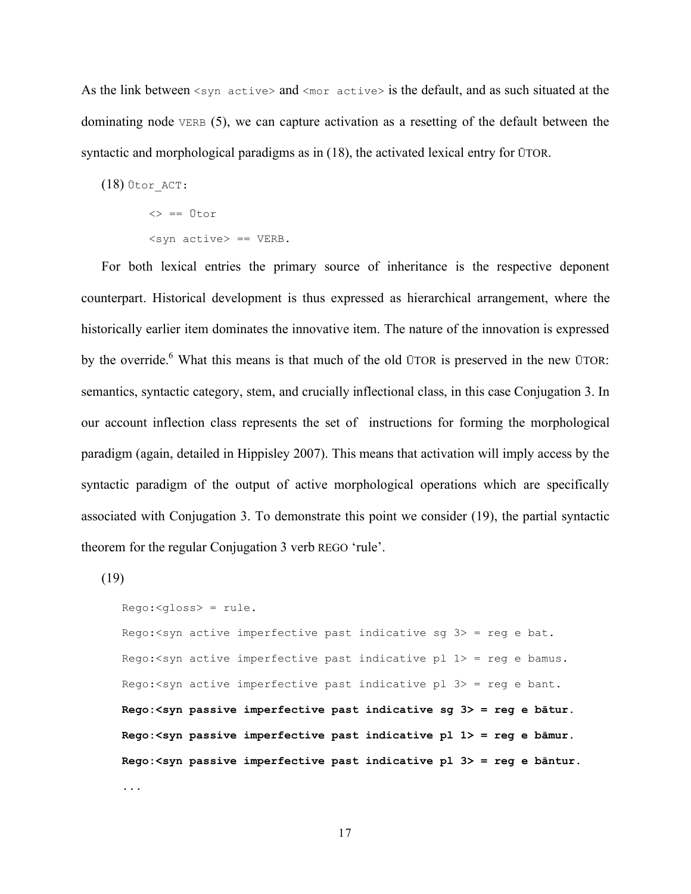As the link between `<syn active>` and `<mor active>` is the default, and as such situated at the dominating node VERB (5), we can capture activation as a resetting of the default between the syntactic and morphological paradigms as in (18), the activated lexical entry for ŪTOR.

(18) Ūtor_ACT:

```
<> == Ūtor
<syn active> == VERB.
```

For both lexical entries the primary source of inheritance is the respective deponent counterpart. Historical development is thus expressed as hierarchical arrangement, where the historically earlier item dominates the innovative item. The nature of the innovation is expressed by the override.[6] What this means is that much of the old ŪTOR is preserved in the new ŪTOR: semantics, syntactic category, stem, and crucially inflectional class, in this case Conjugation 3. In our account inflection class represents the set of instructions for forming the morphological paradigm (again, detailed in Hippisley 2007). This means that activation will imply access by the syntactic paradigm of the output of active morphological operations which are specifically associated with Conjugation 3. To demonstrate this point we consider (19), the partial syntactic theorem for the regular Conjugation 3 verb REGO 'rule'.

(19)

```
Rego:<gloss> = rule.
Rego:<syn active imperfective past indicative sg 3> = reg e bat.
Rego:<syn active imperfective past indicative pl 1> = reg e bamus.
Rego:<syn active imperfective past indicative pl 3> = reg e bant.
Rego:<syn passive imperfective past indicative sg 3> = reg e bātur.
Rego:<syn passive imperfective past indicative pl 1> = reg e bāmur.
Rego:<syn passive imperfective past indicative pl 3> = reg e bāntur.
...
```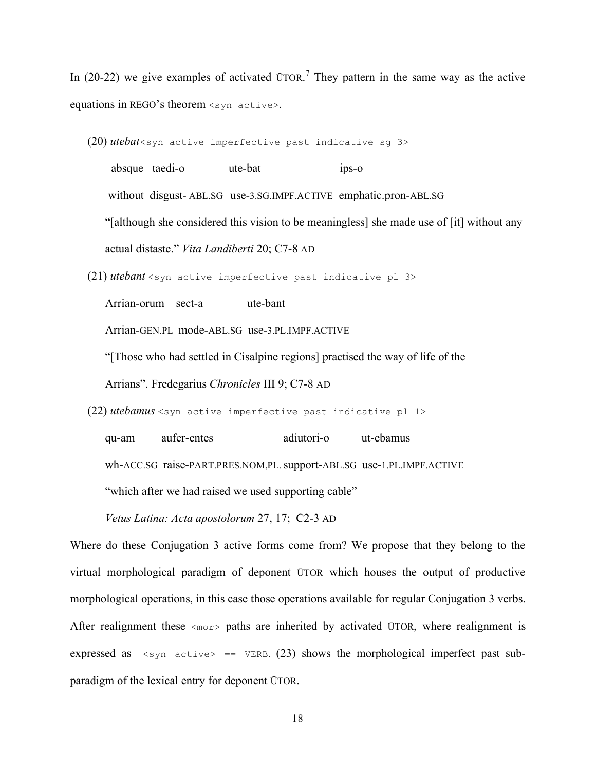In (20-22) we give examples of activated ŪTOR.[7] They pattern in the same way as the active equations in REGO's theorem `<syn active>`.

(20) *utebat*`<syn active imperfective past indicative sg 3>`

absque taedi-o ute-bat ips-o

without disgust- ABL.SG use-3.SG.IMPF.ACTIVE emphatic.pron-ABL.SG

"[although she considered this vision to be meaningless] she made use of [it] without any actual distaste." *Vita Landiberti* 20; C7-8 AD

(21) *utebant* `<syn active imperfective past indicative pl 3>`

Arrian-orum sect-a ute-bant

Arrian-GEN.PL mode-ABL.SG use-3.PL.IMPF.ACTIVE

"[Those who had settled in Cisalpine regions] practised the way of life of the Arrians". Fredegarius *Chronicles* III 9; C7-8 AD

(22) *utebamus* `<syn active imperfective past indicative pl 1>`

qu-am aufer-entes adiutori-o ut-ebamus

wh-ACC.SG raise-PART.PRES.NOM,PL. support-ABL.SG use-1.PL.IMPF.ACTIVE

"which after we had raised we used supporting cable"

*Vetus Latina: Acta apostolorum* 27, 17; C2-3 AD

Where do these Conjugation 3 active forms come from? We propose that they belong to the virtual morphological paradigm of deponent ŪTOR which houses the output of productive morphological operations, in this case those operations available for regular Conjugation 3 verbs. After realignment these `<mor>` paths are inherited by activated ŪTOR, where realignment is expressed as `<syn active> == VERB`. (23) shows the morphological imperfect past sub-paradigm of the lexical entry for deponent ŪTOR.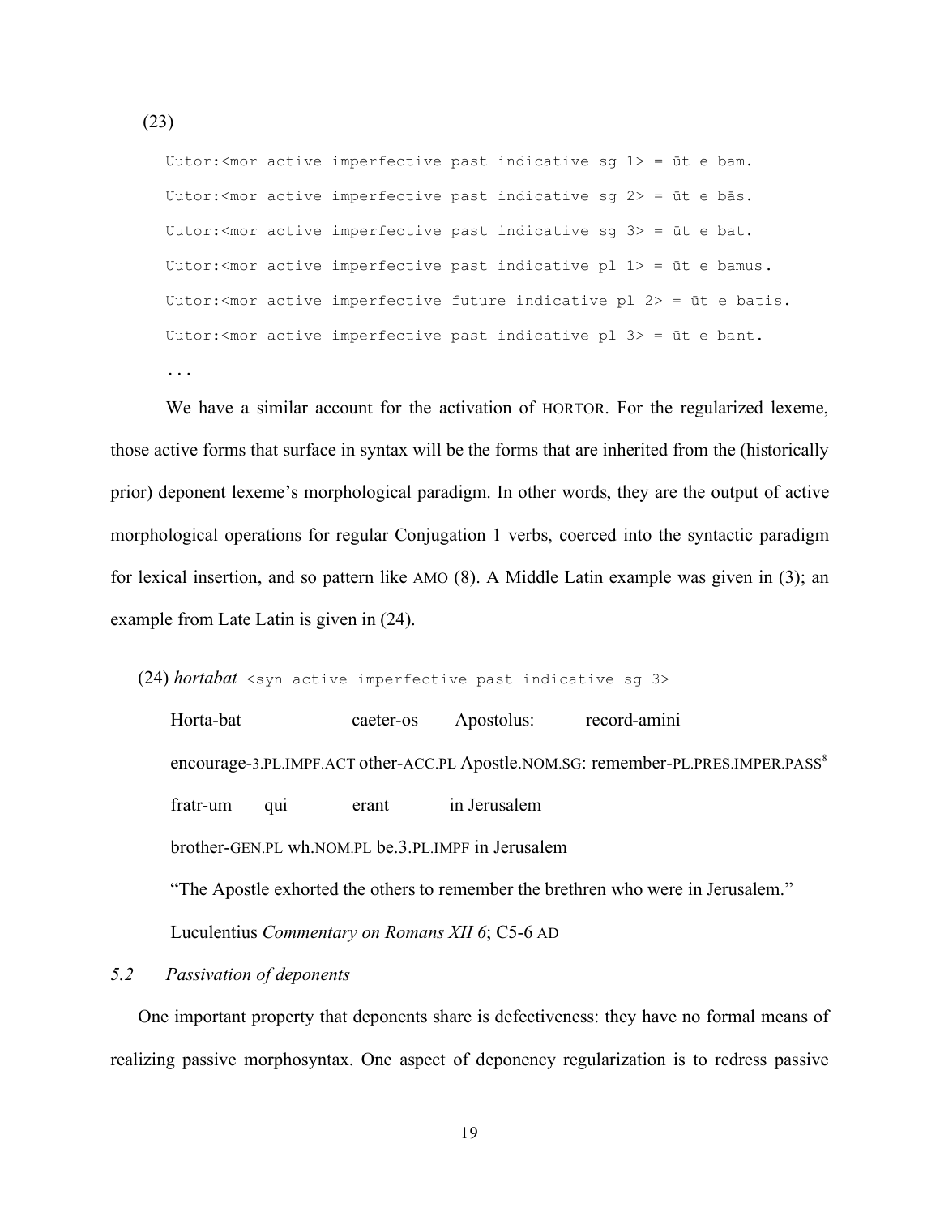(23)

```
Uutor:<mor active imperfective past indicative sg 1> = ūt e bam.
Uutor:<mor active imperfective past indicative sg 2> = ūt e bās.
Uutor:<mor active imperfective past indicative sg 3> = ūt e bat.
Uutor:<mor active imperfective past indicative pl 1> = ūt e bamus.
Uutor:<mor active imperfective future indicative pl 2> = ūt e batis.
Uutor:<mor active imperfective past indicative pl 3> = ūt e bant.
...
```

We have a similar account for the activation of HORTOR. For the regularized lexeme, those active forms that surface in syntax will be the forms that are inherited from the (historically prior) deponent lexeme's morphological paradigm. In other words, they are the output of active morphological operations for regular Conjugation 1 verbs, coerced into the syntactic paradigm for lexical insertion, and so pattern like AMO (8). A Middle Latin example was given in (3); an example from Late Latin is given in (24).

(24) *hortabat* `<syn active imperfective past indicative sg 3>`

Horta-bat caeter-os Apostolus: record-amini

encourage-3.PL.IMPF.ACT other-ACC.PL Apostle.NOM.SG: remember-PL.PRES.IMPER.PASS[8]

fratr-um qui erant in Jerusalem

brother-GEN.PL wh.NOM.PL be.3.PL.IMPF in Jerusalem

"The Apostle exhorted the others to remember the brethren who were in Jerusalem."

Luculentius *Commentary on Romans XII 6*; C5-6 AD

### *5.2 Passivation of deponents*

One important property that deponents share is defectiveness: they have no formal means of realizing passive morphosyntax. One aspect of deponency regularization is to redress passive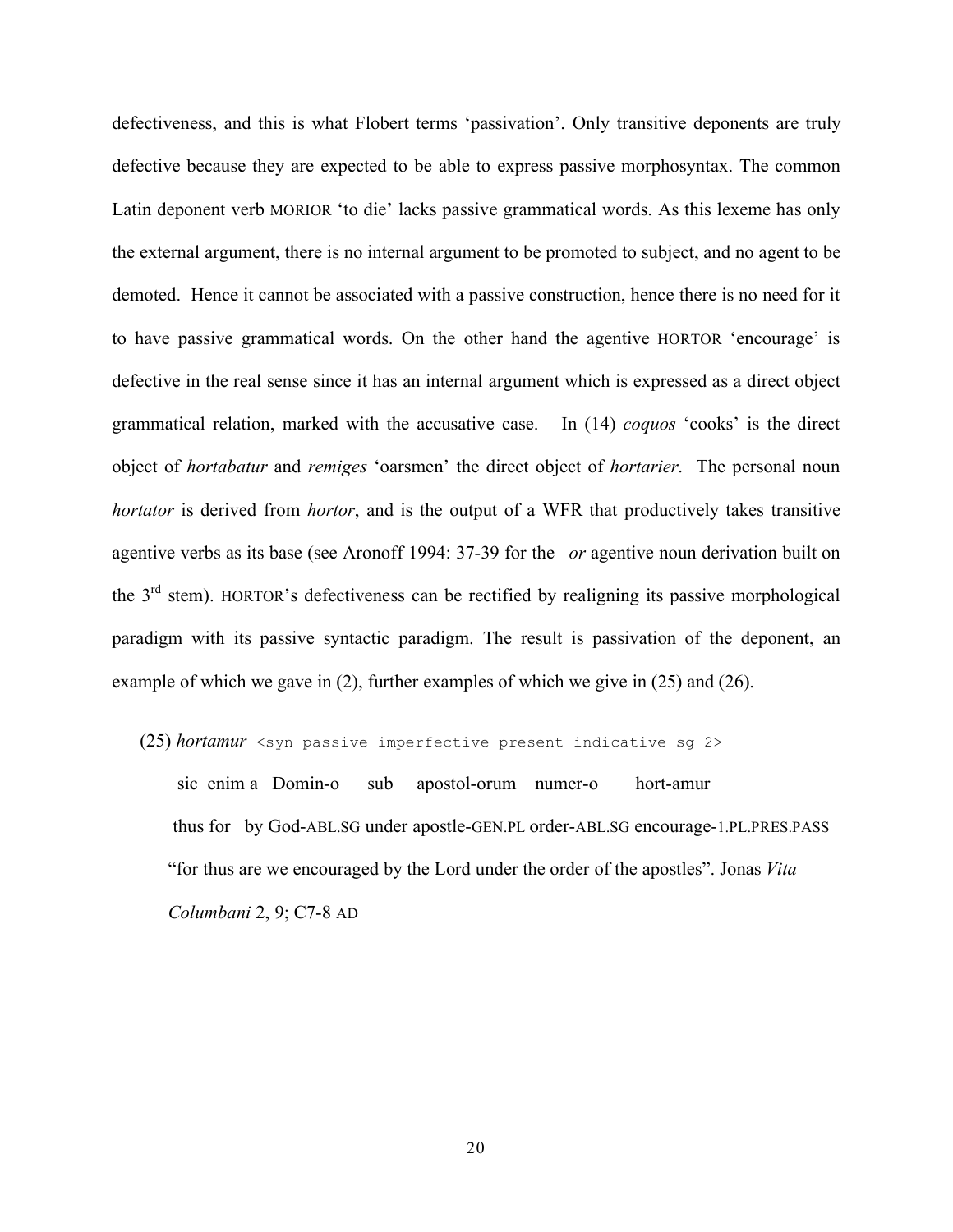defectiveness, and this is what Flobert terms 'passivation'. Only transitive deponents are truly defective because they are expected to be able to express passive morphosyntax. The common Latin deponent verb MORIOR 'to die' lacks passive grammatical words. As this lexeme has only the external argument, there is no internal argument to be promoted to subject, and no agent to be demoted. Hence it cannot be associated with a passive construction, hence there is no need for it to have passive grammatical words. On the other hand the agentive HORTOR 'encourage' is defective in the real sense since it has an internal argument which is expressed as a direct object grammatical relation, marked with the accusative case. In (14) *coquos* 'cooks' is the direct object of *hortabatur* and *remiges* 'oarsmen' the direct object of *hortarier*. The personal noun *hortator* is derived from *hortor*, and is the output of a WFR that productively takes transitive agentive verbs as its base (see Aronoff 1994: 37-39 for the *–or* agentive noun derivation built on the 3rd stem). HORTOR's defectiveness can be rectified by realigning its passive morphological paradigm with its passive syntactic paradigm. The result is passivation of the deponent, an example of which we gave in (2), further examples of which we give in (25) and (26).

(25) *hortamur* `<syn passive imperfective present indicative sg 2>`

sic enim a Domin-o sub apostol-orum numer-o hort-amur

thus for by God-ABL.SG under apostle-GEN.PL order-ABL.SG encourage-1.PL.PRES.PASS

"for thus are we encouraged by the Lord under the order of the apostles". Jonas *Vita Columbani* 2, 9; C7-8 AD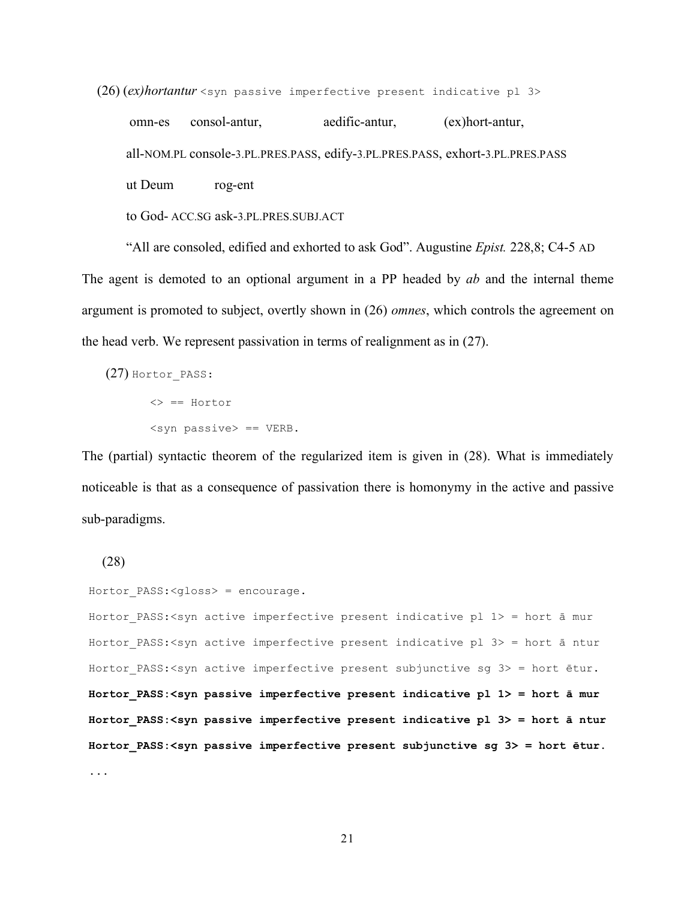(26) *(ex)hortantur* `<syn passive imperfective present indicative pl 3>`

omn-es consol-antur, aedific-antur, (ex)hort-antur,

all-NOM.PL console-3.PL.PRES.PASS, edify-3.PL.PRES.PASS, exhort-3.PL.PRES.PASS

ut Deum rog-ent

to God- ACC.SG ask-3.PL.PRES.SUBJ.ACT

"All are consoled, edified and exhorted to ask God". Augustine *Epist.* 228,8; C4-5 AD

The agent is demoted to an optional argument in a PP headed by *ab* and the internal theme argument is promoted to subject, overtly shown in (26) *omnes*, which controls the agreement on the head verb. We represent passivation in terms of realignment as in (27).

(27) `Hortor_PASS:`

```
<> == Hortor
<syn passive> == VERB.
```

The (partial) syntactic theorem of the regularized item is given in (28). What is immediately noticeable is that as a consequence of passivation there is homonymy in the active and passive sub-paradigms.

(28)

```
Hortor_PASS:<gloss> = encourage.
Hortor_PASS:<syn active imperfective present indicative pl 1> = hort ā mur
Hortor_PASS:<syn active imperfective present indicative pl 3> = hort ā ntur
Hortor_PASS:<syn active imperfective present subjunctive sg 3> = hort ētur.
```

**Hortor_PASS:<syn passive imperfective present indicative pl 1> = hort ā mur**
**Hortor_PASS:<syn passive imperfective present indicative pl 3> = hort ā ntur**
**Hortor_PASS:<syn passive imperfective present subjunctive sg 3> = hort ētur.**

...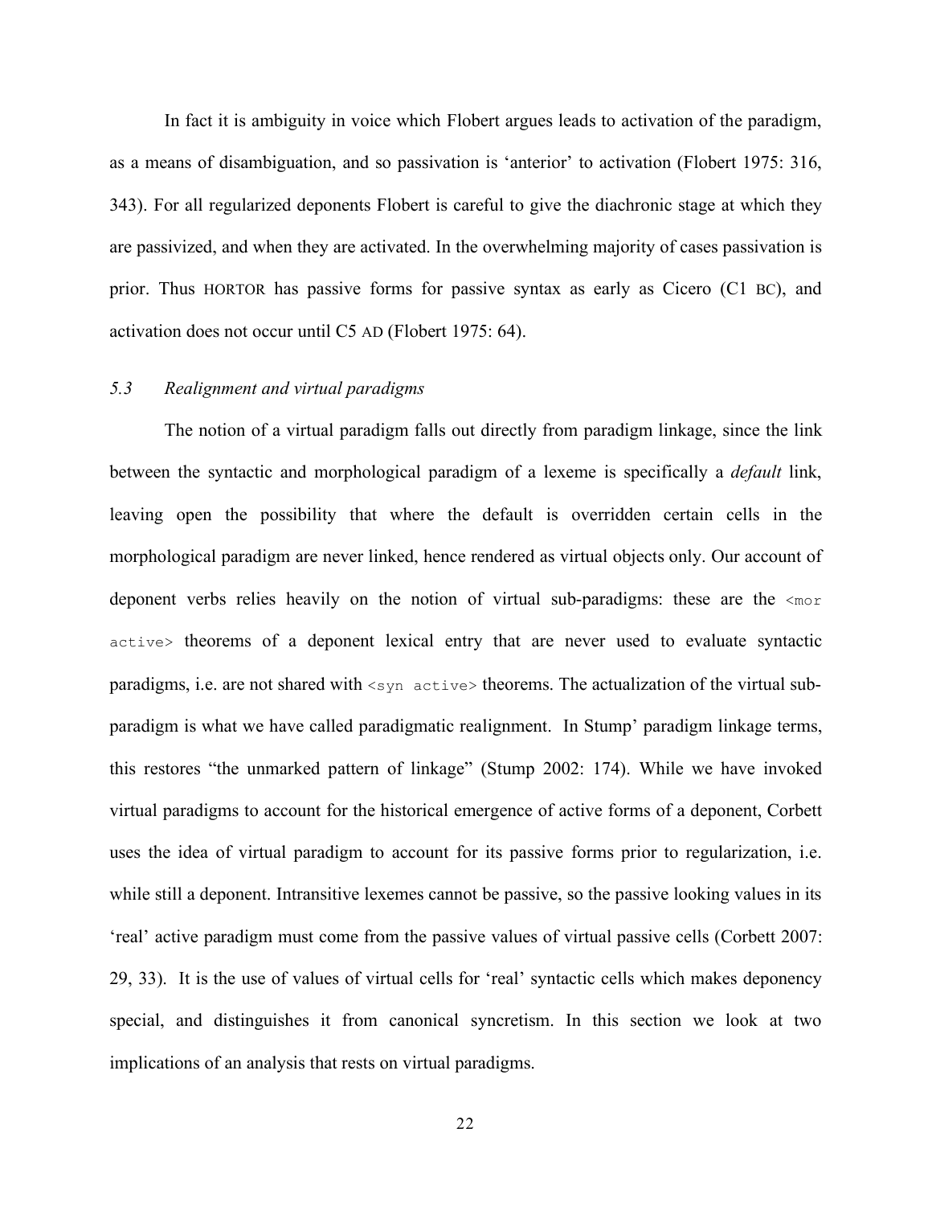In fact it is ambiguity in voice which Flobert argues leads to activation of the paradigm, as a means of disambiguation, and so passivation is 'anterior' to activation (Flobert 1975: 316, 343). For all regularized deponents Flobert is careful to give the diachronic stage at which they are passivized, and when they are activated. In the overwhelming majority of cases passivation is prior. Thus HORTOR has passive forms for passive syntax as early as Cicero (C1 BC), and activation does not occur until C5 AD (Flobert 1975: 64).

### *5.3 Realignment and virtual paradigms*

The notion of a virtual paradigm falls out directly from paradigm linkage, since the link between the syntactic and morphological paradigm of a lexeme is specifically a *default* link, leaving open the possibility that where the default is overridden certain cells in the morphological paradigm are never linked, hence rendered as virtual objects only. Our account of deponent verbs relies heavily on the notion of virtual sub-paradigms: these are the `<mor active>` theorems of a deponent lexical entry that are never used to evaluate syntactic paradigms, i.e. are not shared with `<syn active>` theorems. The actualization of the virtual sub-paradigm is what we have called paradigmatic realignment. In Stump' paradigm linkage terms, this restores "the unmarked pattern of linkage" (Stump 2002: 174). While we have invoked virtual paradigms to account for the historical emergence of active forms of a deponent, Corbett uses the idea of virtual paradigm to account for its passive forms prior to regularization, i.e. while still a deponent. Intransitive lexemes cannot be passive, so the passive looking values in its 'real' active paradigm must come from the passive values of virtual passive cells (Corbett 2007: 29, 33). It is the use of values of virtual cells for 'real' syntactic cells which makes deponency special, and distinguishes it from canonical syncretism. In this section we look at two implications of an analysis that rests on virtual paradigms.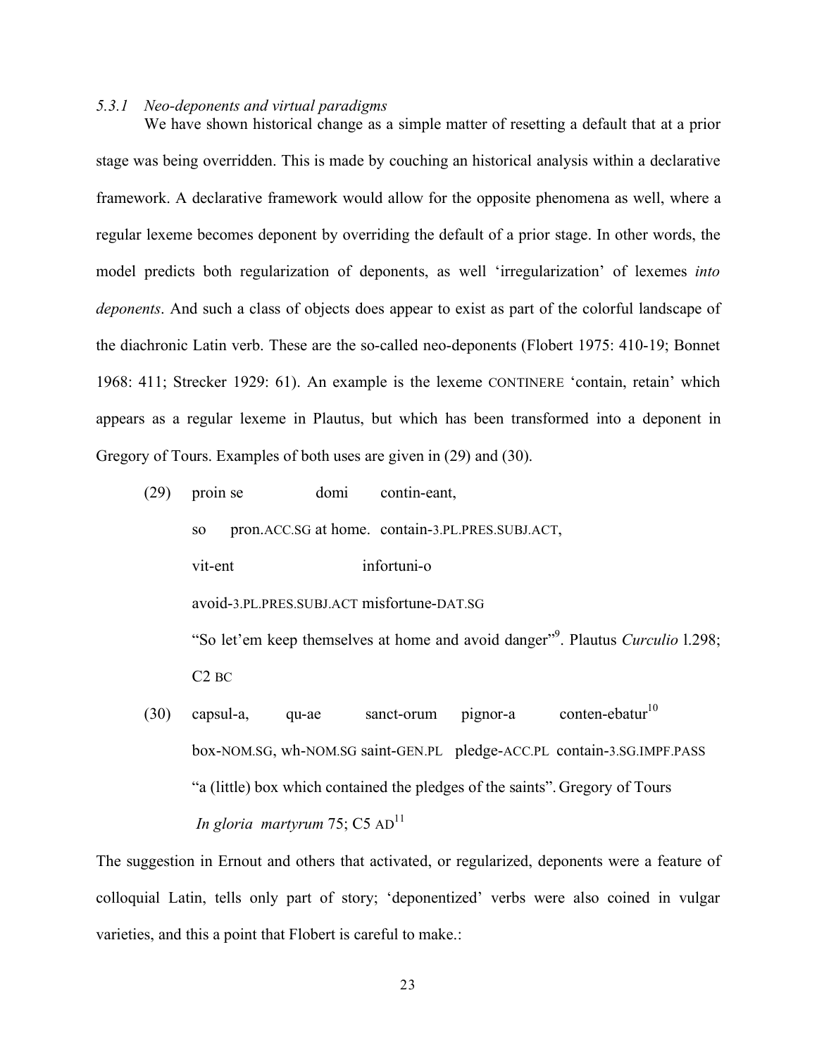### *5.3.1 Neo-deponents and virtual paradigms*

We have shown historical change as a simple matter of resetting a default that at a prior stage was being overridden. This is made by couching an historical analysis within a declarative framework. A declarative framework would allow for the opposite phenomena as well, where a regular lexeme becomes deponent by overriding the default of a prior stage. In other words, the model predicts both regularization of deponents, as well 'irregularization' of lexemes *into deponents*. And such a class of objects does appear to exist as part of the colorful landscape of the diachronic Latin verb. These are the so-called neo-deponents (Flobert 1975: 410-19; Bonnet 1968: 411; Strecker 1929: 61). An example is the lexeme CONTINERE 'contain, retain' which appears as a regular lexeme in Plautus, but which has been transformed into a deponent in Gregory of Tours. Examples of both uses are given in (29) and (30).

(29) proin se domi contin-eant,
so pron.ACC.SG at home. contain-3.PL.PRES.SUBJ.ACT,
vit-ent infortuni-o
avoid-3.PL.PRES.SUBJ.ACT misfortune-DAT.SG
"So let'em keep themselves at home and avoid danger"[9]. Plautus *Curculio* l.298; C2 BC

(30) capsul-a, qu-ae sanct-orum pignor-a conten-ebatur[10]
box-NOM.SG, wh-NOM.SG saint-GEN.PL pledge-ACC.PL contain-3.SG.IMPF.PASS
"a (little) box which contained the pledges of the saints". Gregory of Tours *In gloria martyrum* 75; C5 AD[11]

The suggestion in Ernout and others that activated, or regularized, deponents were a feature of colloquial Latin, tells only part of story; 'deponentized' verbs were also coined in vulgar varieties, and this a point that Flobert is careful to make.: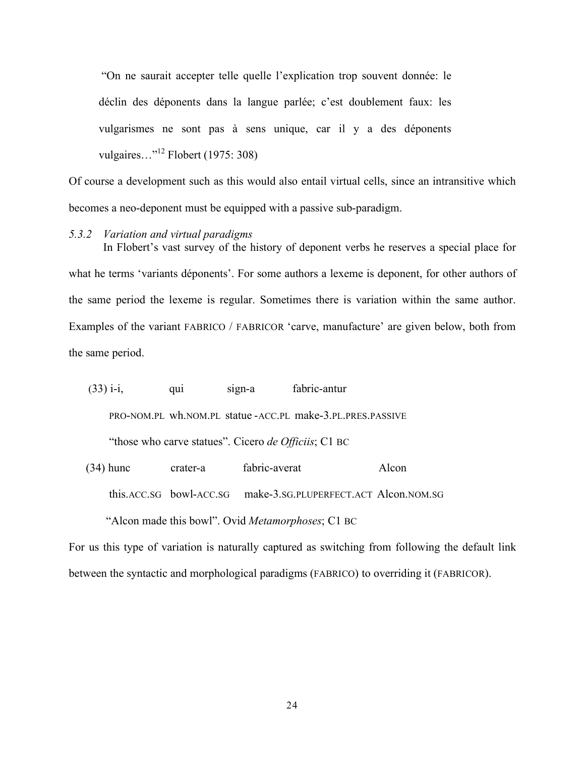"On ne saurait accepter telle quelle l'explication trop souvent donnée: le déclin des déponents dans la langue parlée; c'est doublement faux: les vulgarismes ne sont pas à sens unique, car il y a des déponents vulgaires…"[12] Flobert (1975: 308)

Of course a development such as this would also entail virtual cells, since an intransitive which becomes a neo-deponent must be equipped with a passive sub-paradigm.

### *5.3.2 Variation and virtual paradigms*

In Flobert's vast survey of the history of deponent verbs he reserves a special place for what he terms 'variants déponents'. For some authors a lexeme is deponent, for other authors of the same period the lexeme is regular. Sometimes there is variation within the same author. Examples of the variant FABRICO / FABRICOR 'carve, manufacture' are given below, both from the same period.

(33) i-i, qui sign-a fabric-antur

PRO-NOM.PL wh.NOM.PL statue -ACC.PL make-3.PL.PRES.PASSIVE

"those who carve statues". Cicero *de Officiis*; C1 BC

(34) hunc crater-a fabric-averat Alcon

this.ACC.SG bowl-ACC.SG make-3.SG.PLUPERFECT.ACT Alcon.NOM.SG

"Alcon made this bowl". Ovid *Metamorphoses*; C1 BC

For us this type of variation is naturally captured as switching from following the default link between the syntactic and morphological paradigms (FABRICO) to overriding it (FABRICOR).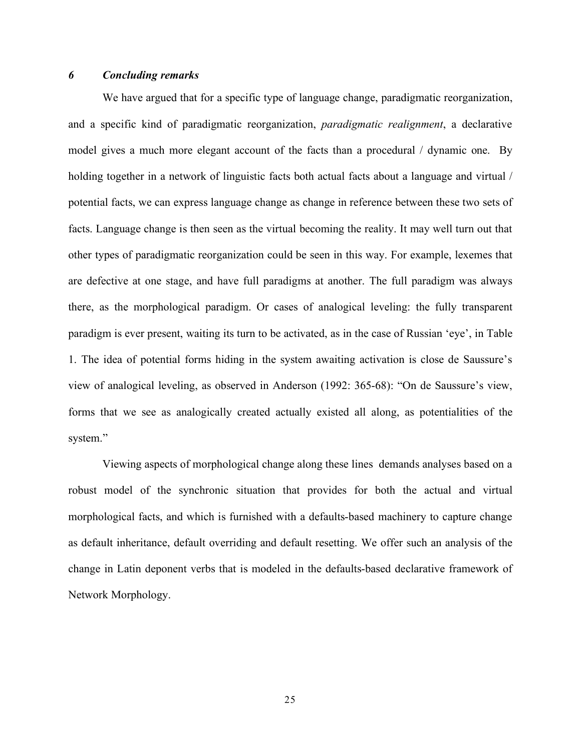## *6 Concluding remarks*

We have argued that for a specific type of language change, paradigmatic reorganization, and a specific kind of paradigmatic reorganization, *paradigmatic realignment*, a declarative model gives a much more elegant account of the facts than a procedural / dynamic one. By holding together in a network of linguistic facts both actual facts about a language and virtual / potential facts, we can express language change as change in reference between these two sets of facts. Language change is then seen as the virtual becoming the reality. It may well turn out that other types of paradigmatic reorganization could be seen in this way. For example, lexemes that are defective at one stage, and have full paradigms at another. The full paradigm was always there, as the morphological paradigm. Or cases of analogical leveling: the fully transparent paradigm is ever present, waiting its turn to be activated, as in the case of Russian 'eye', in Table 1. The idea of potential forms hiding in the system awaiting activation is close de Saussure's view of analogical leveling, as observed in Anderson (1992: 365-68): "On de Saussure's view, forms that we see as analogically created actually existed all along, as potentialities of the system."

Viewing aspects of morphological change along these lines demands analyses based on a robust model of the synchronic situation that provides for both the actual and virtual morphological facts, and which is furnished with a defaults-based machinery to capture change as default inheritance, default overriding and default resetting. We offer such an analysis of the change in Latin deponent verbs that is modeled in the defaults-based declarative framework of Network Morphology.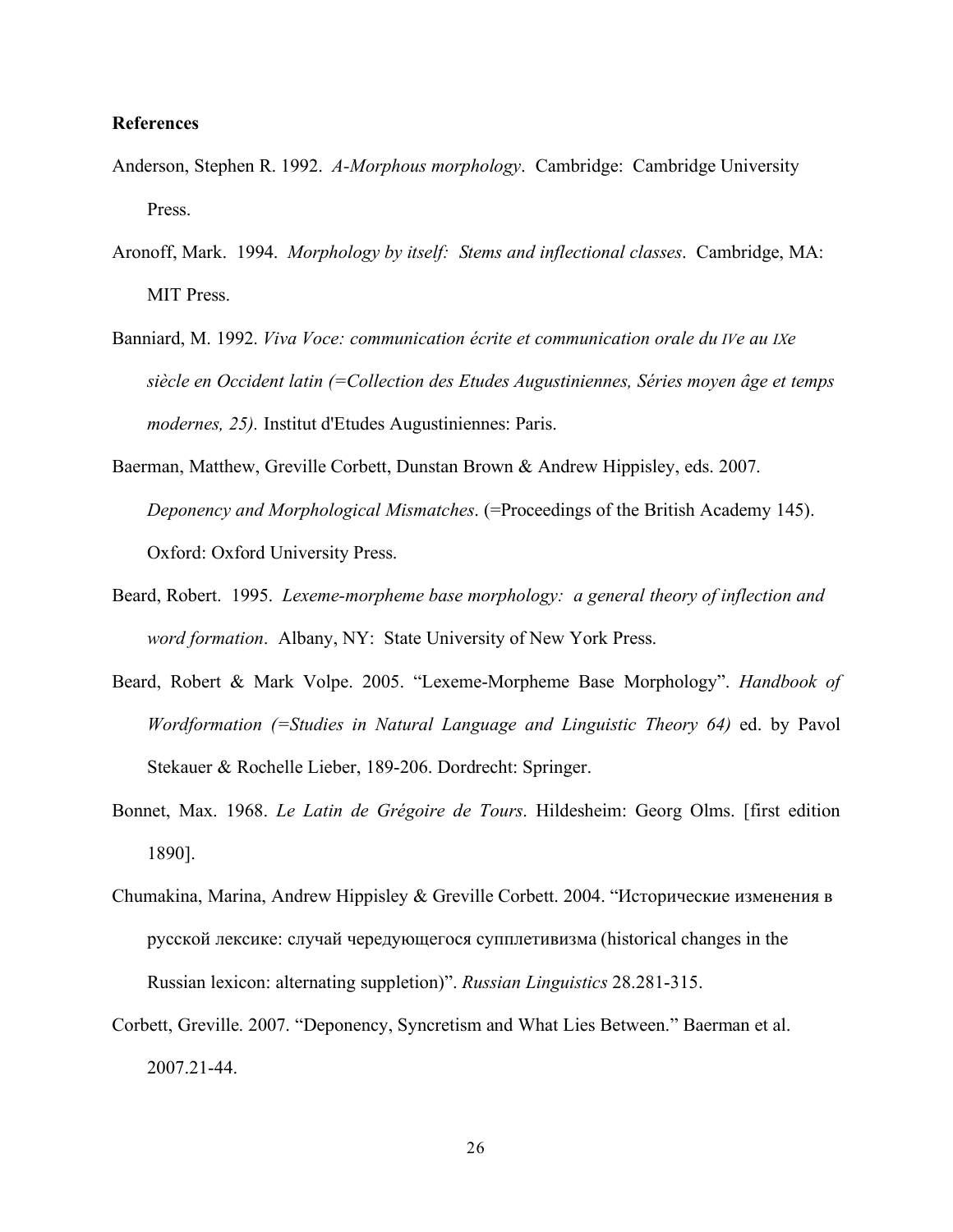**References**

Anderson, Stephen R. 1992. *A-Morphous morphology*. Cambridge: Cambridge University Press.

Aronoff, Mark. 1994. *Morphology by itself: Stems and inflectional classes*. Cambridge, MA: MIT Press.

Banniard, M. 1992. *Viva Voce: communication écrite et communication orale du IVe au IXe siècle en Occident latin (=Collection des Etudes Augustiniennes, Séries moyen âge et temps modernes, 25).* Institut d'Etudes Augustiniennes: Paris.

Baerman, Matthew, Greville Corbett, Dunstan Brown & Andrew Hippisley, eds. 2007. *Deponency and Morphological Mismatches*. (=Proceedings of the British Academy 145). Oxford: Oxford University Press.

Beard, Robert. 1995. *Lexeme-morpheme base morphology: a general theory of inflection and word formation*. Albany, NY: State University of New York Press.

Beard, Robert & Mark Volpe. 2005. "Lexeme-Morpheme Base Morphology". *Handbook of Wordformation (=Studies in Natural Language and Linguistic Theory 64)* ed. by Pavol Stekauer & Rochelle Lieber, 189-206. Dordrecht: Springer.

Bonnet, Max. 1968. *Le Latin de Grégoire de Tours*. Hildesheim: Georg Olms. [first edition 1890].

Chumakina, Marina, Andrew Hippisley & Greville Corbett. 2004. "Исторические изменения в русской лексике: случай чередующегося супплетивизма (historical changes in the Russian lexicon: alternating suppletion)". *Russian Linguistics* 28.281-315.

Corbett, Greville. 2007. "Deponency, Syncretism and What Lies Between." Baerman et al. 2007.21-44.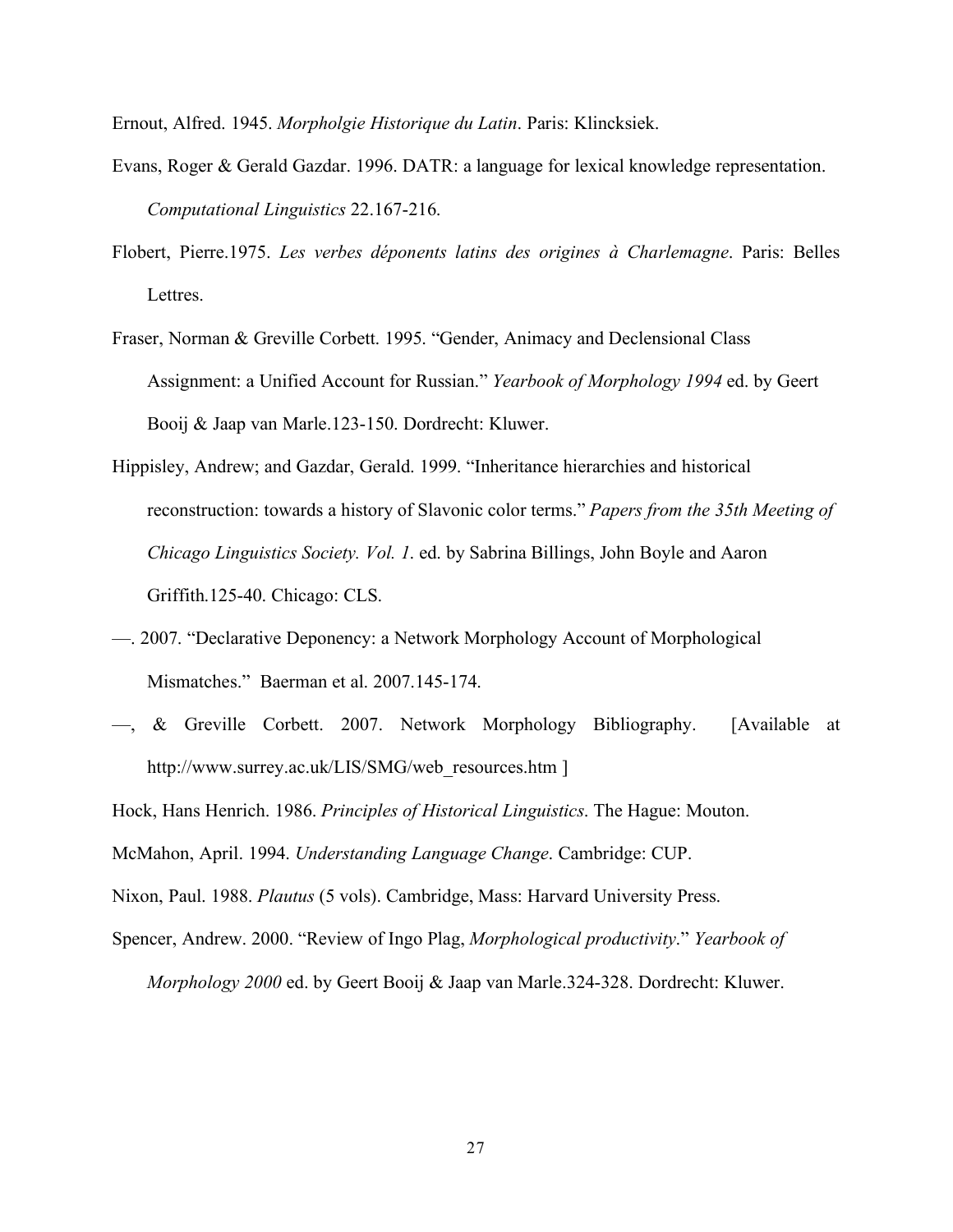Ernout, Alfred. 1945. *Morpholgie Historique du Latin*. Paris: Klincksiek.

Evans, Roger & Gerald Gazdar. 1996. DATR: a language for lexical knowledge representation. *Computational Linguistics* 22.167-216.

Flobert, Pierre.1975. *Les verbes déponents latins des origines à Charlemagne*. Paris: Belles Lettres.

Fraser, Norman & Greville Corbett. 1995. "Gender, Animacy and Declensional Class Assignment: a Unified Account for Russian." *Yearbook of Morphology 1994* ed. by Geert Booij & Jaap van Marle.123-150. Dordrecht: Kluwer.

Hippisley, Andrew; and Gazdar, Gerald. 1999. "Inheritance hierarchies and historical reconstruction: towards a history of Slavonic color terms." *Papers from the 35th Meeting of Chicago Linguistics Society. Vol. 1*. ed. by Sabrina Billings, John Boyle and Aaron Griffith.125-40. Chicago: CLS.

—. 2007. "Declarative Deponency: a Network Morphology Account of Morphological Mismatches." Baerman et al. 2007.145-174.

—, & Greville Corbett. 2007. Network Morphology Bibliography. [Available at http://www.surrey.ac.uk/LIS/SMG/web_resources.htm ]

Hock, Hans Henrich. 1986. *Principles of Historical Linguistics*. The Hague: Mouton.

McMahon, April. 1994. *Understanding Language Change*. Cambridge: CUP.

Nixon, Paul. 1988. *Plautus* (5 vols). Cambridge, Mass: Harvard University Press.

Spencer, Andrew. 2000. "Review of Ingo Plag, *Morphological productivity*." *Yearbook of Morphology 2000* ed. by Geert Booij & Jaap van Marle.324-328. Dordrecht: Kluwer.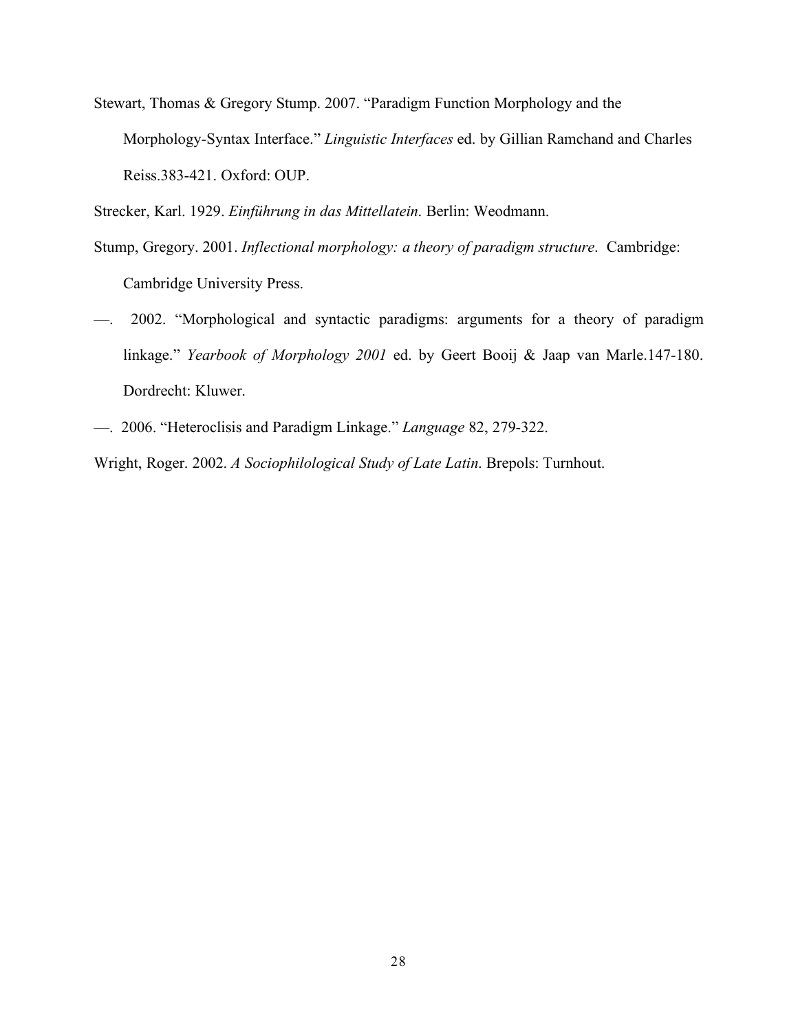Stewart, Thomas & Gregory Stump. 2007. "Paradigm Function Morphology and the Morphology-Syntax Interface." *Linguistic Interfaces* ed. by Gillian Ramchand and Charles Reiss.383-421. Oxford: OUP.

Strecker, Karl. 1929. *Einführung in das Mittellatein*. Berlin: Weodmann.

Stump, Gregory. 2001. *Inflectional morphology: a theory of paradigm structure*. Cambridge: Cambridge University Press.

—. 2002. "Morphological and syntactic paradigms: arguments for a theory of paradigm linkage." *Yearbook of Morphology 2001* ed. by Geert Booij & Jaap van Marle.147-180. Dordrecht: Kluwer.

—. 2006. "Heteroclisis and Paradigm Linkage." *Language* 82, 279-322.

Wright, Roger. 2002. *A Sociophilological Study of Late Latin*. Brepols: Turnhout.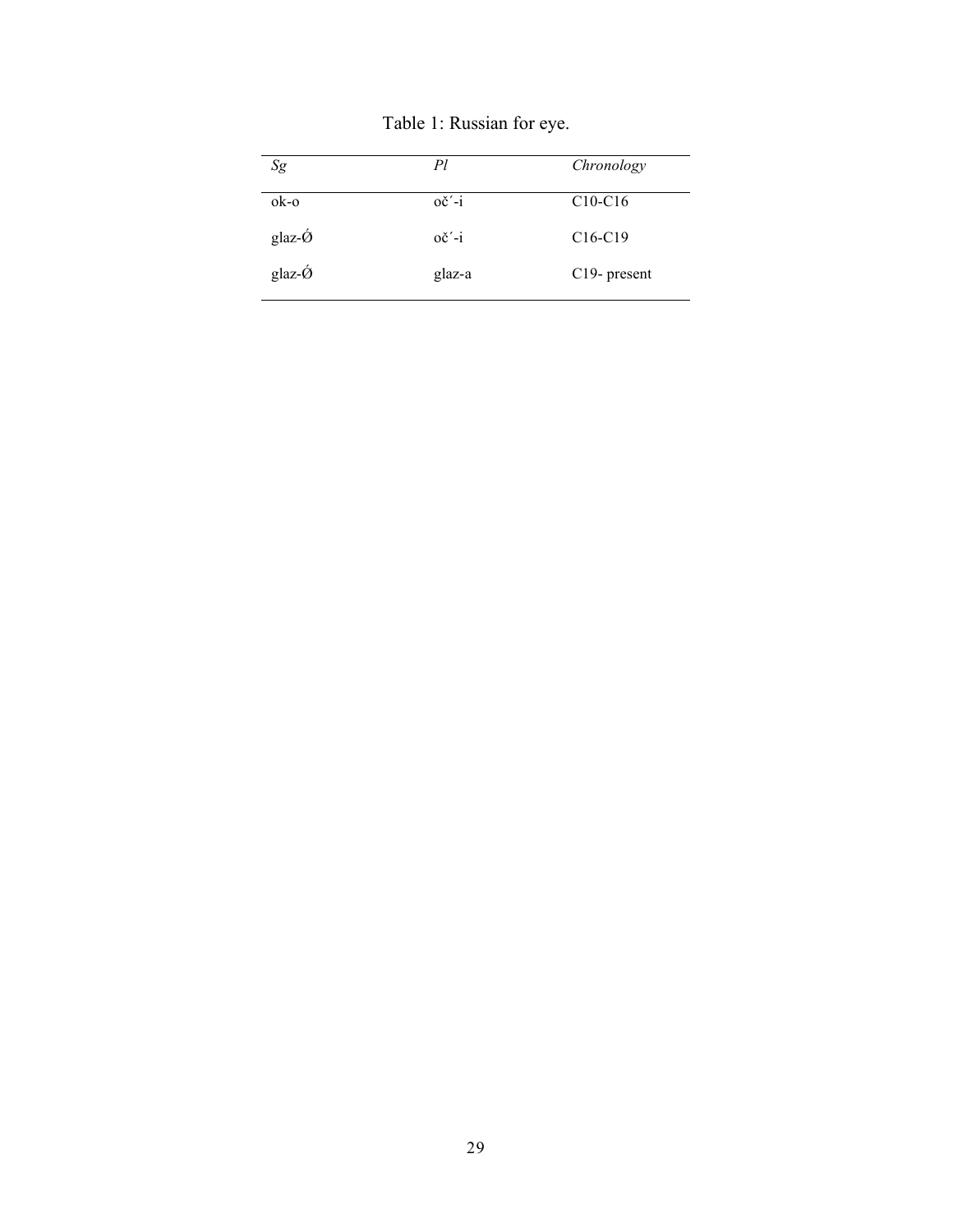Table 1: Russian for eye.

| *Sg* | *Pl* | *Chronology* |
| --- | --- | --- |
| ok-o | oč´-i | C10-C16 |
| glaz-Ǿ | oč´-i | C16-C19 |
| glaz-Ǿ | glaz-a | C19- present |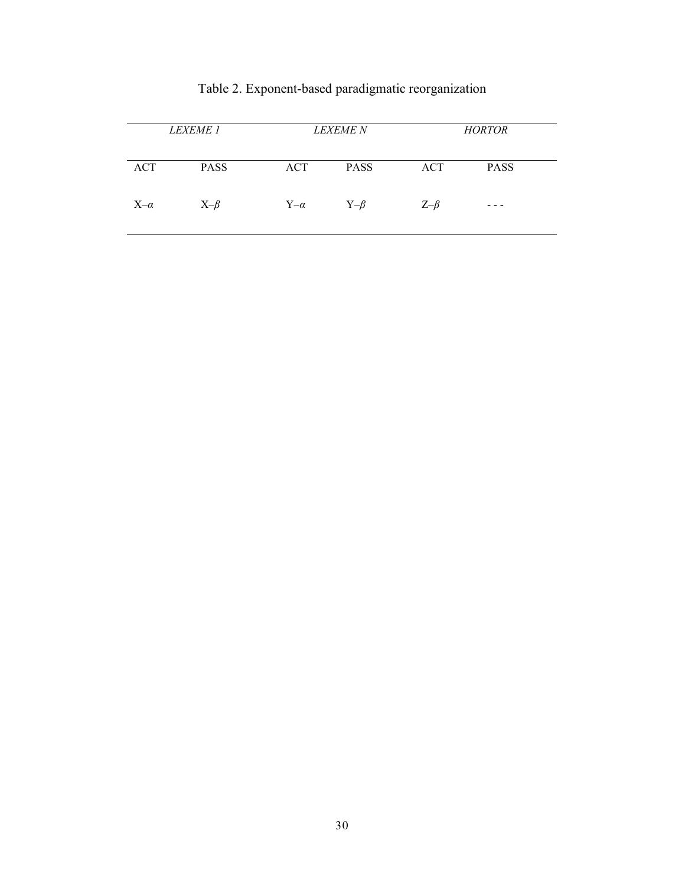Table 2. Exponent-based paradigmatic reorganization

| *LEXEME 1* | | *LEXEME N* | | *HORTOR* | |
|---|---|---|---|---|---|
| ACT | PASS | ACT | PASS | ACT | PASS |
| X–$\alpha$ | X–$\beta$ | Y–$\alpha$ | Y–$\beta$ | Z–$\beta$ | - - - |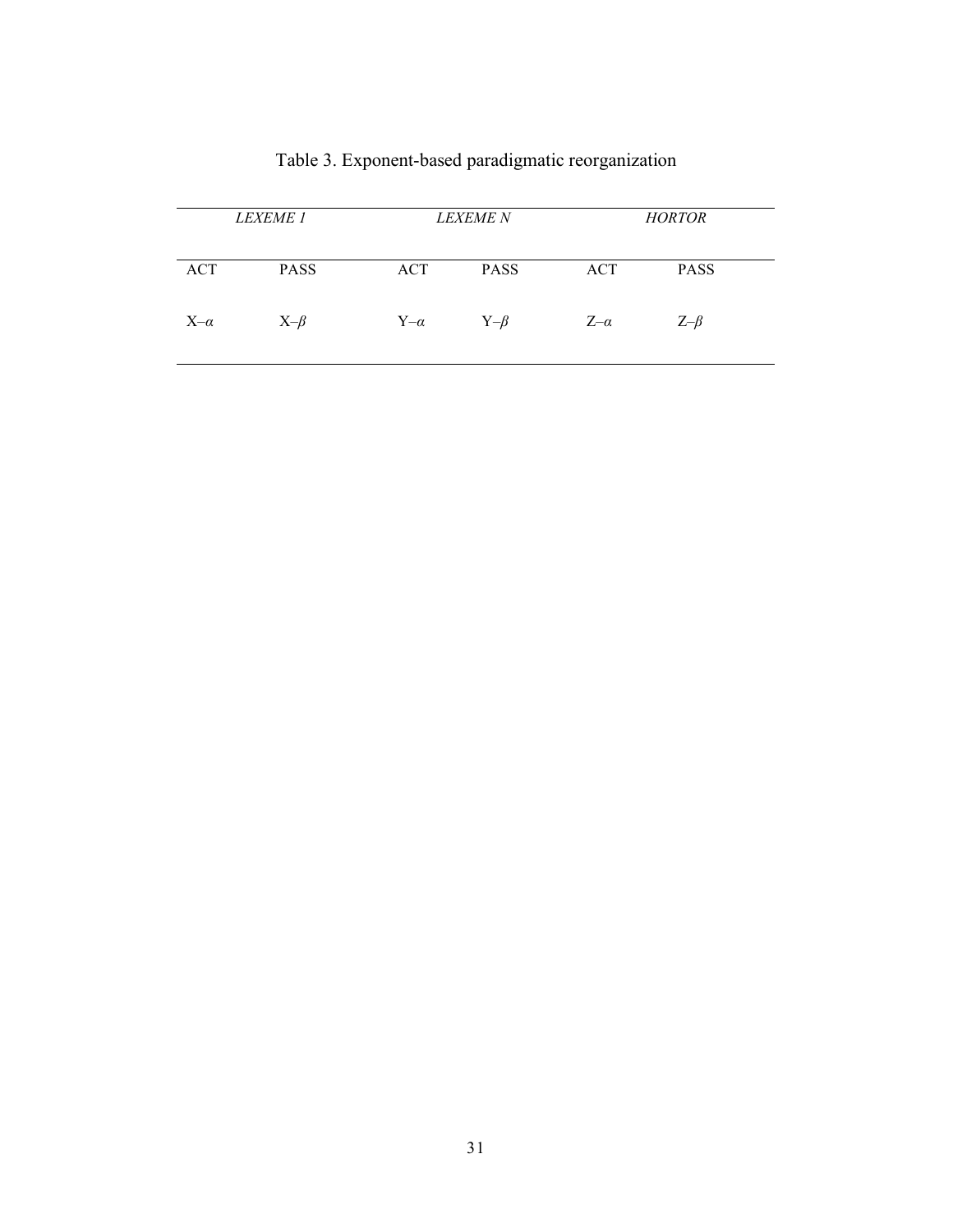Table 3. Exponent-based paradigmatic reorganization

| *LEXEME 1* | | *LEXEME N* | | *HORTOR* | |
|---|---|---|---|---|---|
| ACT | PASS | ACT | PASS | ACT | PASS |
| X–$\alpha$ | X–$\beta$ | Y–$\alpha$ | Y–$\beta$ | Z–$\alpha$ | Z–$\beta$ |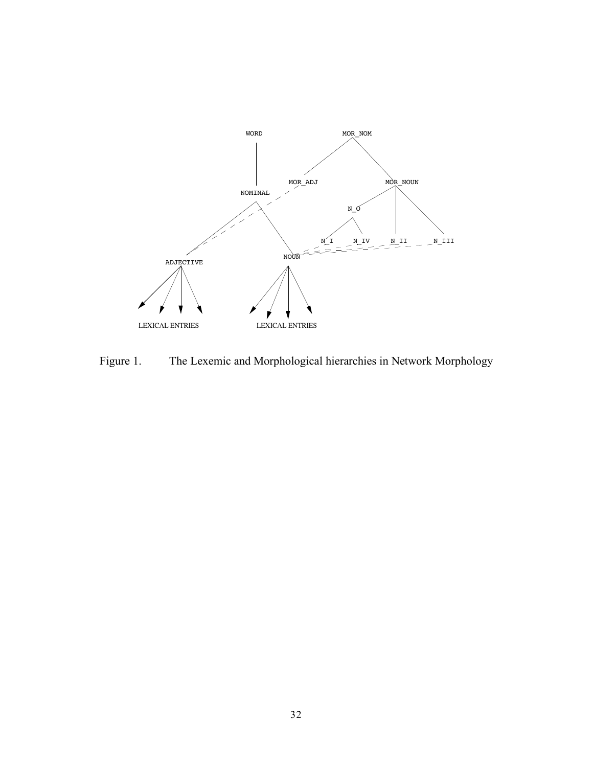WORD

NOMINAL

ADJECTIVE

NOUN

LEXICAL ENTRIES

LEXICAL ENTRIES

MOR_NOM

MOR_ADJ

MOR_NOUN

N_O

N_I

N_IV

N_II

N_III

Figure 1. The Lexemic and Morphological hierarchies in Network Morphology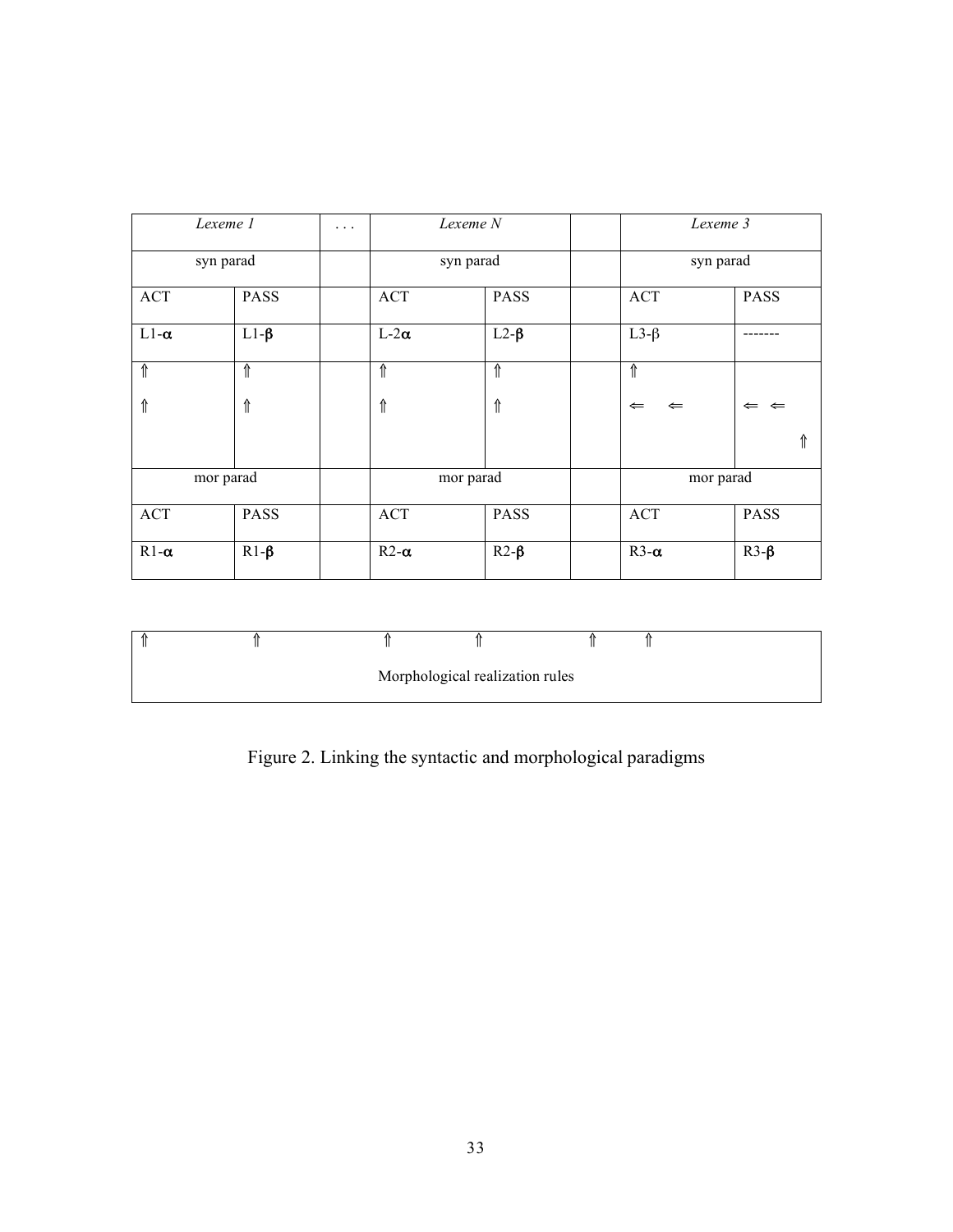| *Lexeme 1* | | . . . | *Lexeme N* | | | *Lexeme 3* | |
|---|---|---|---|---|---|---|---|
| syn parad | | | syn parad | | | syn parad | |
| ACT | PASS | | ACT | PASS | | ACT | PASS |
| L1-$\alpha$ | L1-$\beta$ | | L-2$\alpha$ | L2-$\beta$ | | L3-$\beta$ | ------- |
| ⇑<br>⇑ | ⇑<br>⇑ | | ⇑<br>⇑ | ⇑<br>⇑ | | ⇑<br>⇐ ⇐ | <br>⇐ ⇐<br>⇑ |
| mor parad | | | mor parad | | | mor parad | |
| ACT | PASS | | ACT | PASS | | ACT | PASS |
| R1-$\alpha$ | R1-$\beta$ | | R2-$\alpha$ | R2-$\beta$ | | R3-$\alpha$ | R3-$\beta$ |

| ⇑ ⇑ ⇑ ⇑ ⇑ ⇑ |
|---|
| Morphological realization rules |

Figure 2. Linking the syntactic and morphological paradigms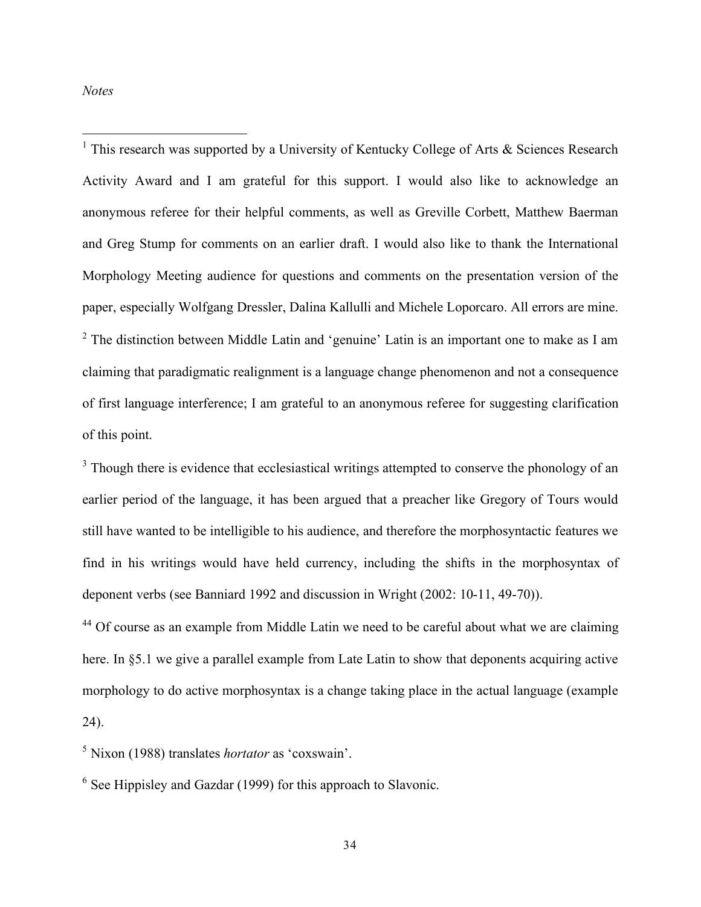*Notes*

[1] This research was supported by a University of Kentucky College of Arts & Sciences Research Activity Award and I am grateful for this support. I would also like to acknowledge an anonymous referee for their helpful comments, as well as Greville Corbett, Matthew Baerman and Greg Stump for comments on an earlier draft. I would also like to thank the International Morphology Meeting audience for questions and comments on the presentation version of the paper, especially Wolfgang Dressler, Dalina Kallulli and Michele Loporcaro. All errors are mine.

[2] The distinction between Middle Latin and 'genuine' Latin is an important one to make as I am claiming that paradigmatic realignment is a language change phenomenon and not a consequence of first language interference; I am grateful to an anonymous referee for suggesting clarification of this point.

[3] Though there is evidence that ecclesiastical writings attempted to conserve the phonology of an earlier period of the language, it has been argued that a preacher like Gregory of Tours would still have wanted to be intelligible to his audience, and therefore the morphosyntactic features we find in his writings would have held currency, including the shifts in the morphosyntax of deponent verbs (see Banniard 1992 and discussion in Wright (2002: 10-11, 49-70)).

[44] Of course as an example from Middle Latin we need to be careful about what we are claiming here. In §5.1 we give a parallel example from Late Latin to show that deponents acquiring active morphology to do active morphosyntax is a change taking place in the actual language (example 24).

[5] Nixon (1988) translates *hortator* as 'coxswain'.

[6] See Hippisley and Gazdar (1999) for this approach to Slavonic.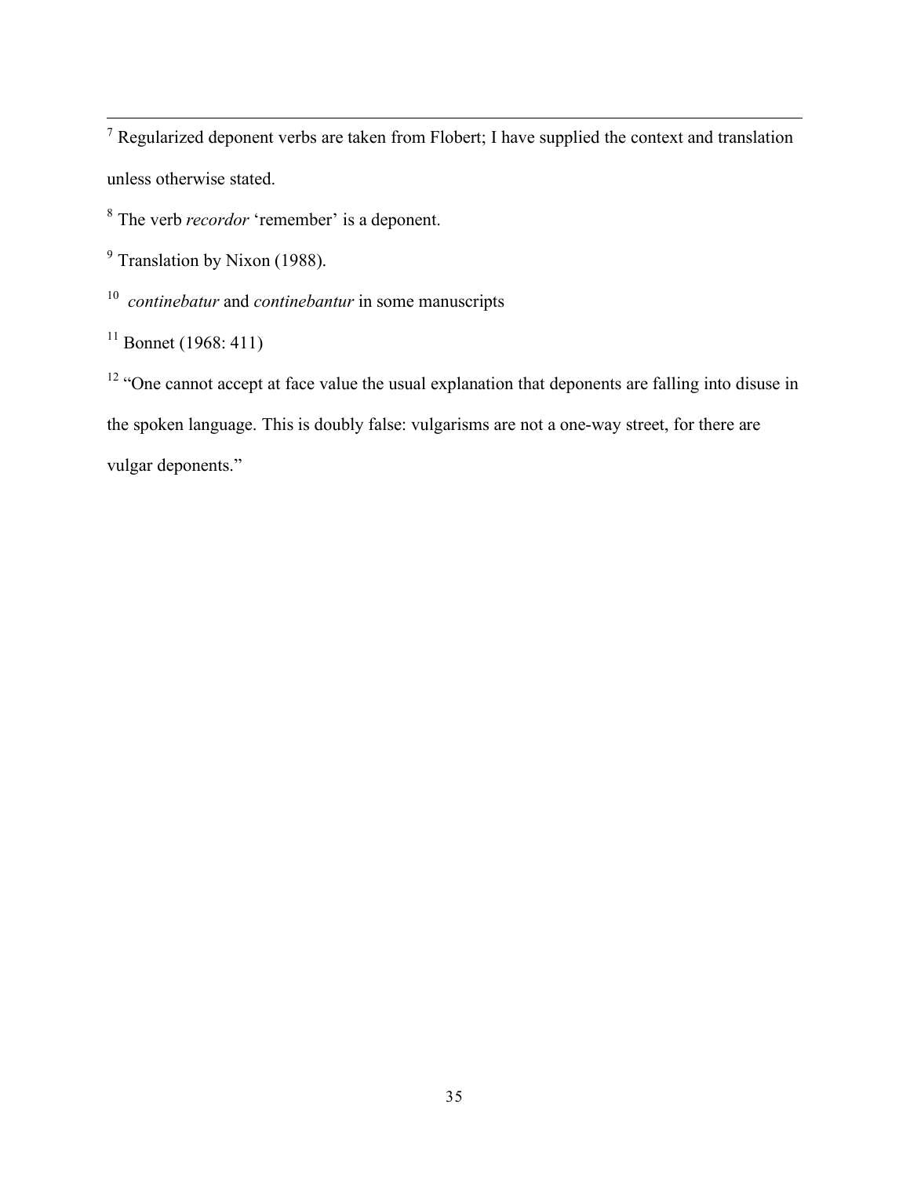---

[7] Regularized deponent verbs are taken from Flobert; I have supplied the context and translation unless otherwise stated.

[8] The verb *recordor* 'remember' is a deponent.

[9] Translation by Nixon (1988).

[10] *continebatur* and *continebantur* in some manuscripts

[11] Bonnet (1968: 411)

[12] "One cannot accept at face value the usual explanation that deponents are falling into disuse in the spoken language. This is doubly false: vulgarisms are not a one-way street, for there are vulgar deponents."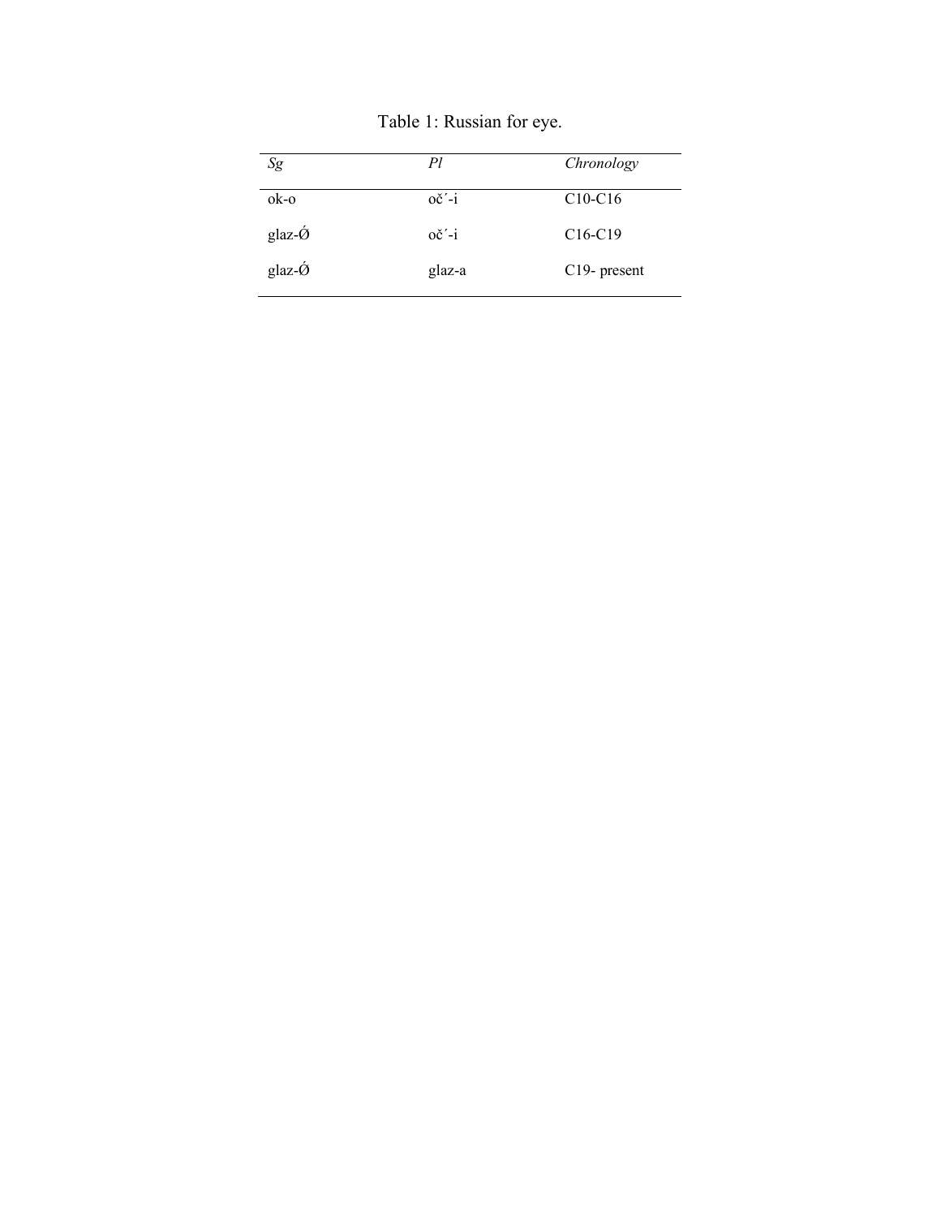Table 1: Russian for eye.

| *Sg* | *Pl* | *Chronology* |
|---|---|---|
| ok-o | oč´-i | C10-C16 |
| glaz-Ǿ | oč´-i | C16-C19 |
| glaz-Ǿ | glaz-a | C19- present |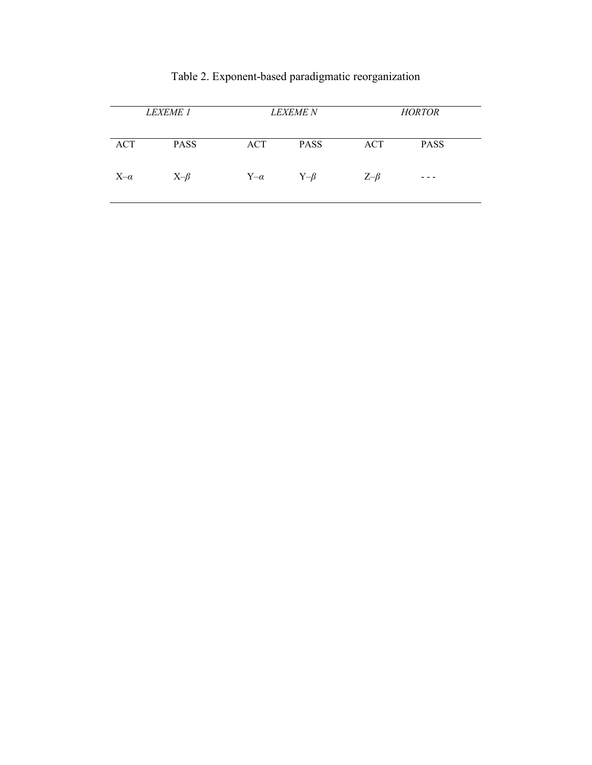Table 2. Exponent-based paradigmatic reorganization

| *LEXEME 1* | | *LEXEME N* | | *HORTOR* | |
|---|---|---|---|---|---|
| ACT | PASS | ACT | PASS | ACT | PASS |
| X–$\alpha$ | X–$\beta$ | Y–$\alpha$ | Y–$\beta$ | Z–$\beta$ | - - - |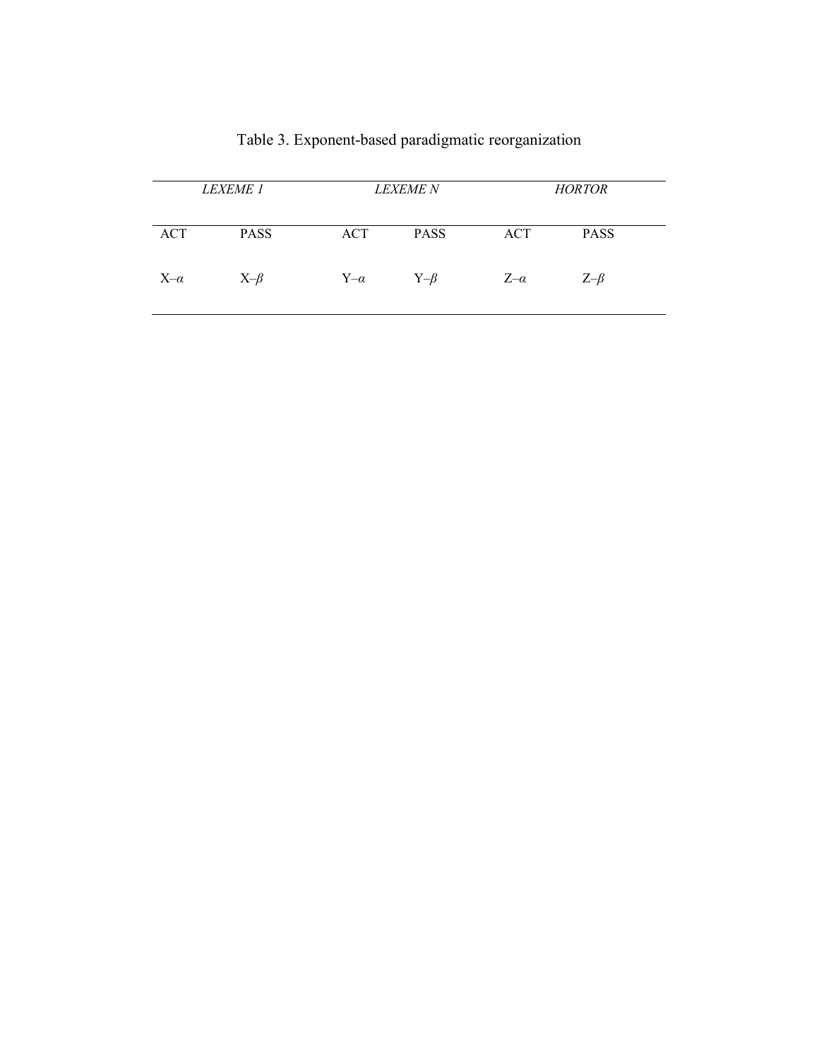Table 3. Exponent-based paradigmatic reorganization

| *LEXEME 1* | | *LEXEME N* | | *HORTOR* | |
|---|---|---|---|---|---|
| ACT | PASS | ACT | PASS | ACT | PASS |
| X–$\alpha$ | X–$\beta$ | Y–$\alpha$ | Y–$\beta$ | Z–$\alpha$ | Z–$\beta$ |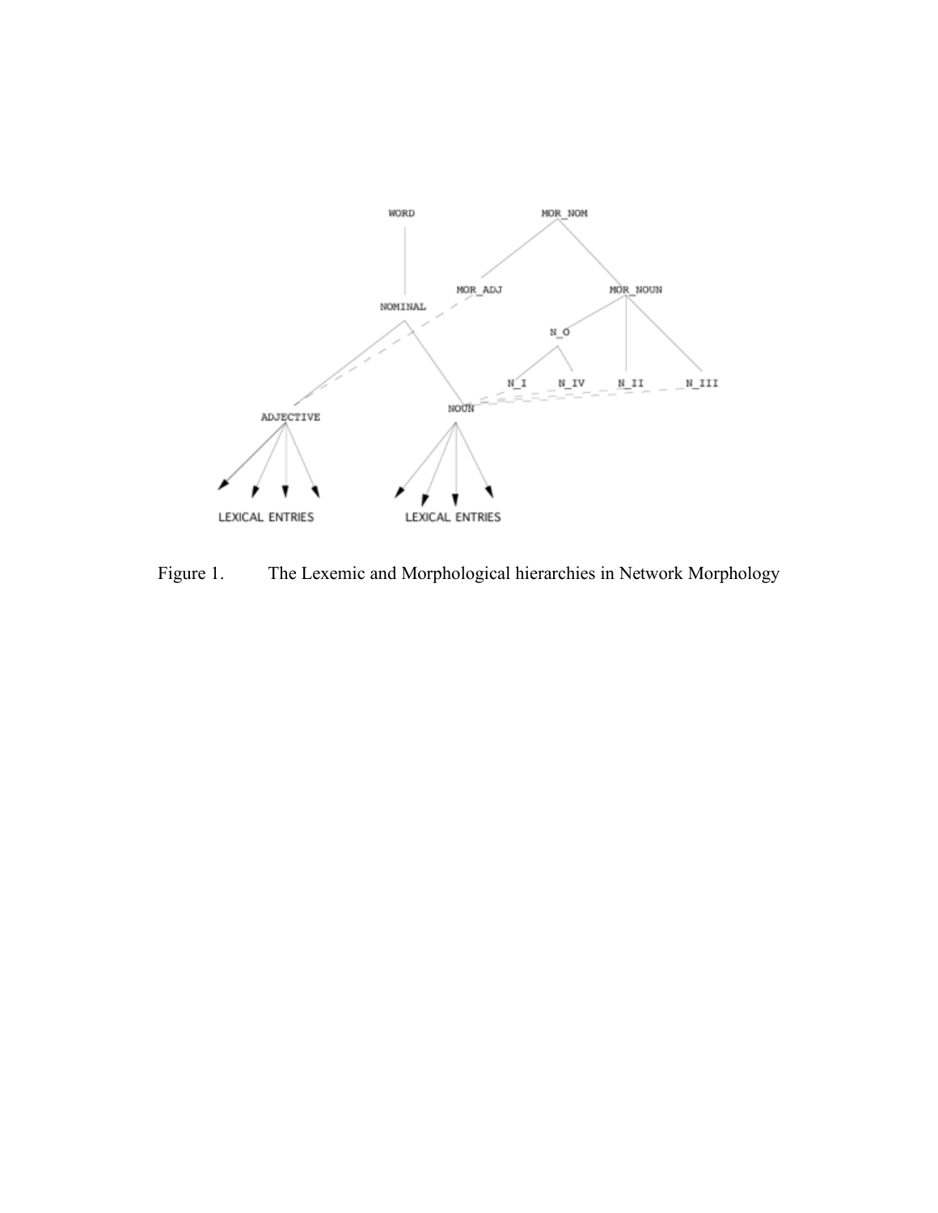Figure 1. The Lexemic and Morphological hierarchies in Network Morphology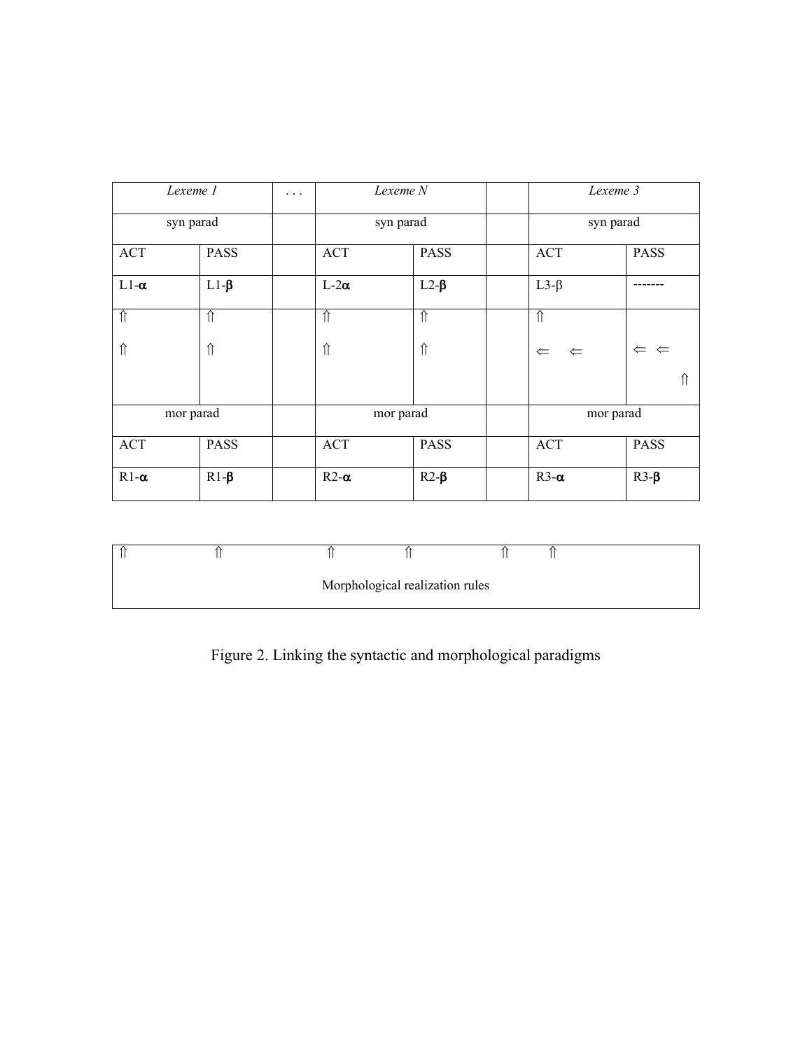| *Lexeme 1* | | . . . | *Lexeme N* | | | *Lexeme 3* | |
|---|---|---|---|---|---|---|---|
| syn parad | | | syn parad | | | syn parad | |
| ACT | PASS | | ACT | PASS | | ACT | PASS |
| L1-α | L1-β | | L-2α | L2-β | | L3-β | ------- |
| ⇑ ⇑ | ⇑ ⇑ | | ⇑ ⇑ | ⇑ ⇑ | | ⇑ ⇐ ⇐ | ⇐ ⇐ ⇑ |
| mor parad | | | mor parad | | | mor parad | |
| ACT | PASS | | ACT | PASS | | ACT | PASS |
| R1-α | R1-β | | R2-α | R2-β | | R3-α | R3-β |

⇑ ⇑ ⇑ ⇑ ⇑ ⇑

Morphological realization rules

Figure 2. Linking the syntactic and morphological paradigms